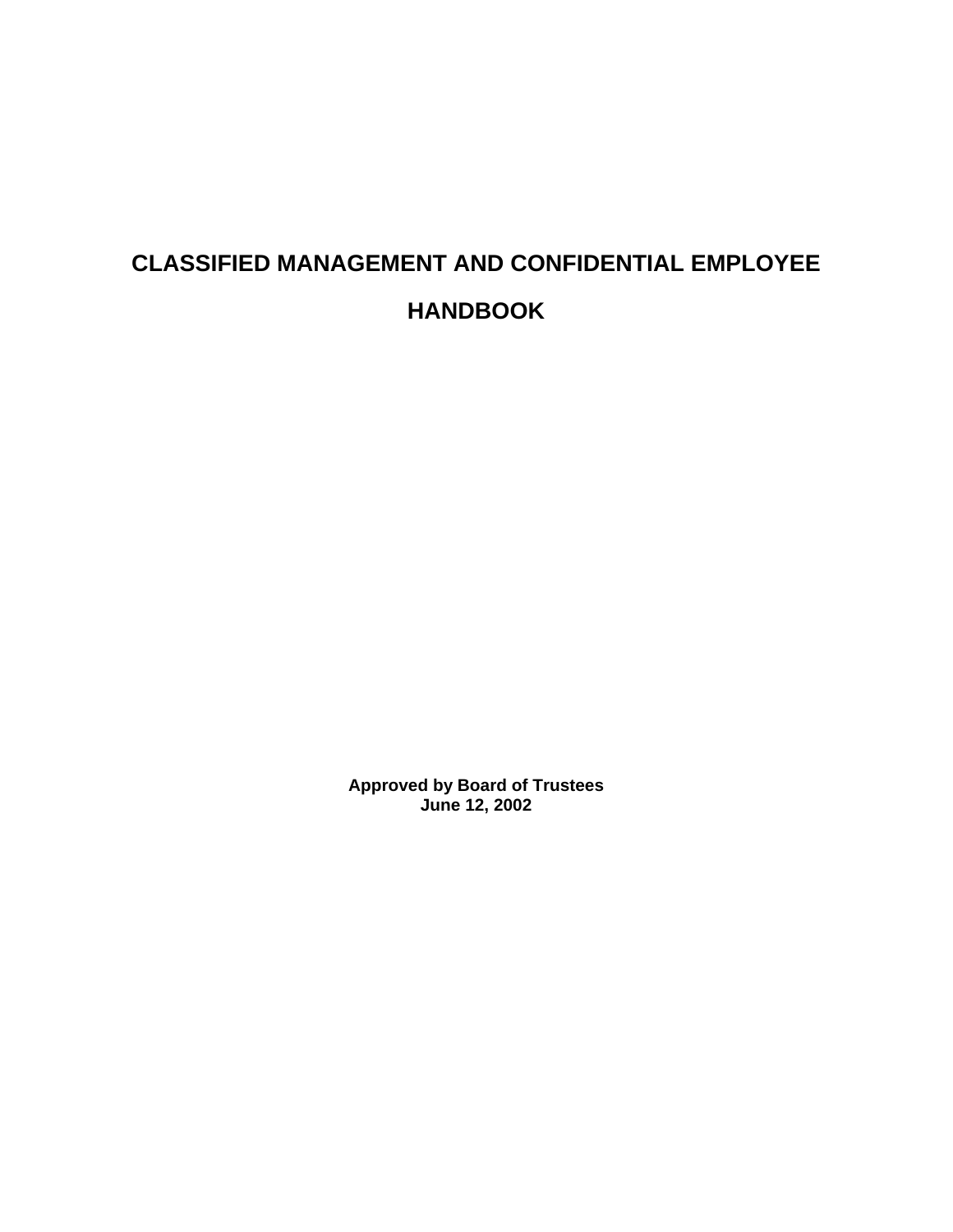# CLASSIFIED MANAGEMENT AND CONFIDENTIAL EMPLOYEE HANDBOOK

**Approved by Board of Trustees**
**June 12, 2002**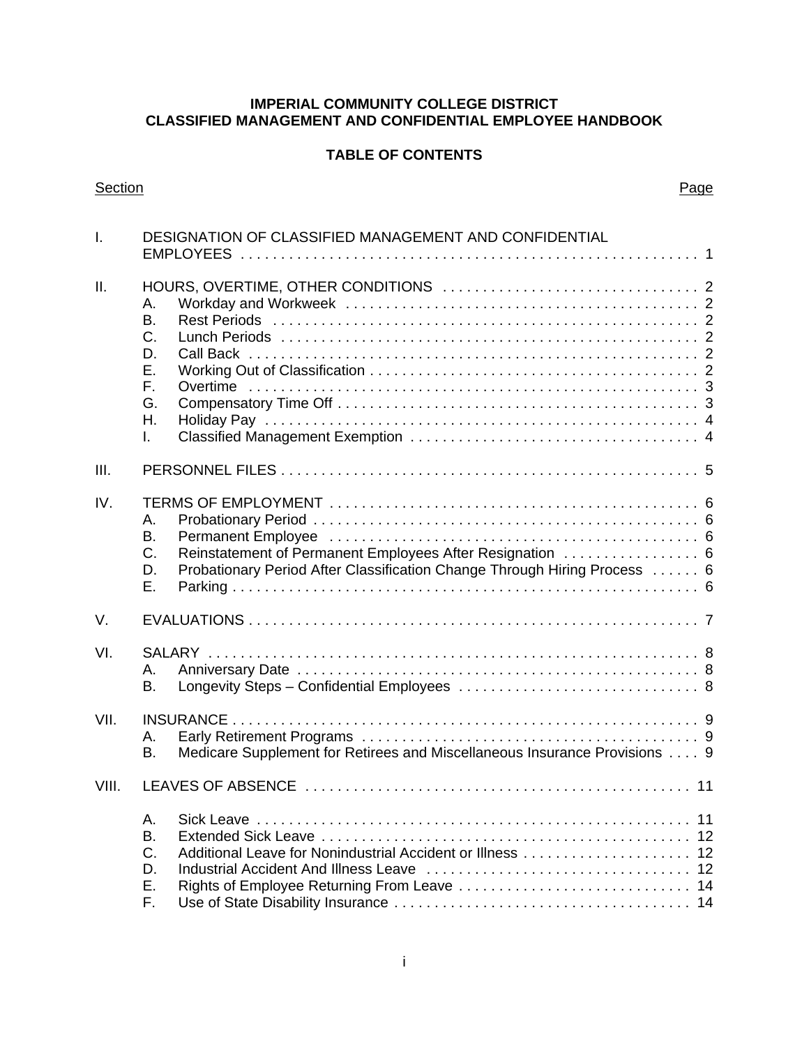**IMPERIAL COMMUNITY COLLEGE DISTRICT**
**CLASSIFIED MANAGEMENT AND CONFIDENTIAL EMPLOYEE HANDBOOK**

**TABLE OF CONTENTS**

| Section | | | Page |
|---|---|---|---|
| I. | DESIGNATION OF CLASSIFIED MANAGEMENT AND CONFIDENTIAL EMPLOYEES | | 1 |
| II. | HOURS, OVERTIME, OTHER CONDITIONS | | 2 |
| | A. | Workday and Workweek | 2 |
| | B. | Rest Periods | 2 |
| | C. | Lunch Periods | 2 |
| | D. | Call Back | 2 |
| | E. | Working Out of Classification | 2 |
| | F. | Overtime | 3 |
| | G. | Compensatory Time Off | 3 |
| | H. | Holiday Pay | 4 |
| | I. | Classified Management Exemption | 4 |
| III. | PERSONNEL FILES | | 5 |
| IV. | TERMS OF EMPLOYMENT | | 6 |
| | A. | Probationary Period | 6 |
| | B. | Permanent Employee | 6 |
| | C. | Reinstatement of Permanent Employees After Resignation | 6 |
| | D. | Probationary Period After Classification Change Through Hiring Process | 6 |
| | E. | Parking | 6 |
| V. | EVALUATIONS | | 7 |
| VI. | SALARY | | 8 |
| | A. | Anniversary Date | 8 |
| | B. | Longevity Steps – Confidential Employees | 8 |
| VII. | INSURANCE | | 9 |
| | A. | Early Retirement Programs | 9 |
| | B. | Medicare Supplement for Retirees and Miscellaneous Insurance Provisions | 9 |
| VIII. | LEAVES OF ABSENCE | | 11 |
| | A. | Sick Leave | 11 |
| | B. | Extended Sick Leave | 12 |
| | C. | Additional Leave for Nonindustrial Accident or Illness | 12 |
| | D. | Industrial Accident And Illness Leave | 12 |
| | E. | Rights of Employee Returning From Leave | 14 |
| | F. | Use of State Disability Insurance | 14 |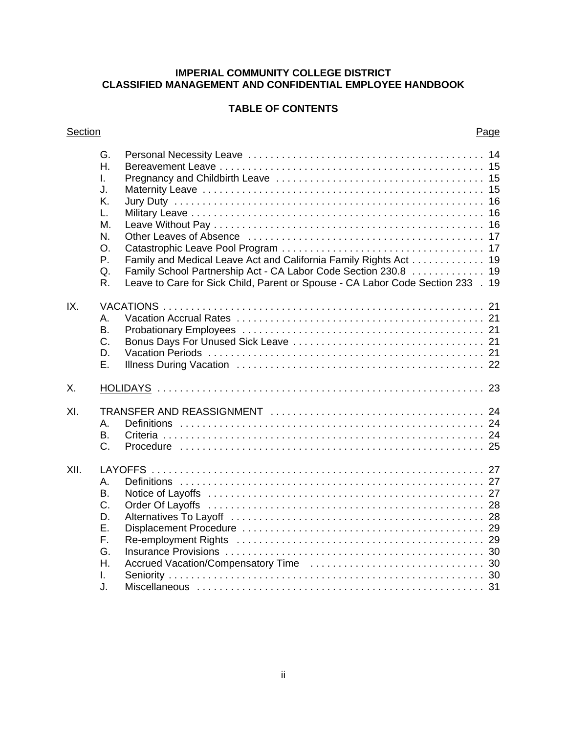**IMPERIAL COMMUNITY COLLEGE DISTRICT**
**CLASSIFIED MANAGEMENT AND CONFIDENTIAL EMPLOYEE HANDBOOK**

**TABLE OF CONTENTS**

| Section | | | Page |
|---|---|---|---|
| | G. | Personal Necessity Leave | 14 |
| | H. | Bereavement Leave | 15 |
| | I. | Pregnancy and Childbirth Leave | 15 |
| | J. | Maternity Leave | 15 |
| | K. | Jury Duty | 16 |
| | L. | Military Leave | 16 |
| | M. | Leave Without Pay | 16 |
| | N. | Other Leaves of Absence | 17 |
| | O. | Catastrophic Leave Pool Program | 17 |
| | P. | Family and Medical Leave Act and California Family Rights Act | 19 |
| | Q. | Family School Partnership Act - CA Labor Code Section 230.8 | 19 |
| | R. | Leave to Care for Sick Child, Parent or Spouse - CA Labor Code Section 233 | 19 |
| IX. | VACATIONS | | 21 |
| | A. | Vacation Accrual Rates | 21 |
| | B. | Probationary Employees | 21 |
| | C. | Bonus Days For Unused Sick Leave | 21 |
| | D. | Vacation Periods | 21 |
| | E. | Illness During Vacation | 22 |
| X. | HOLIDAYS | | 23 |
| XI. | TRANSFER AND REASSIGNMENT | | 24 |
| | A. | Definitions | 24 |
| | B. | Criteria | 24 |
| | C. | Procedure | 25 |
| XII. | LAYOFFS | | 27 |
| | A. | Definitions | 27 |
| | B. | Notice of Layoffs | 27 |
| | C. | Order Of Layoffs | 28 |
| | D. | Alternatives To Layoff | 28 |
| | E. | Displacement Procedure | 29 |
| | F. | Re-employment Rights | 29 |
| | G. | Insurance Provisions | 30 |
| | H. | Accrued Vacation/Compensatory Time | 30 |
| | I. | Seniority | 30 |
| | J. | Miscellaneous | 31 |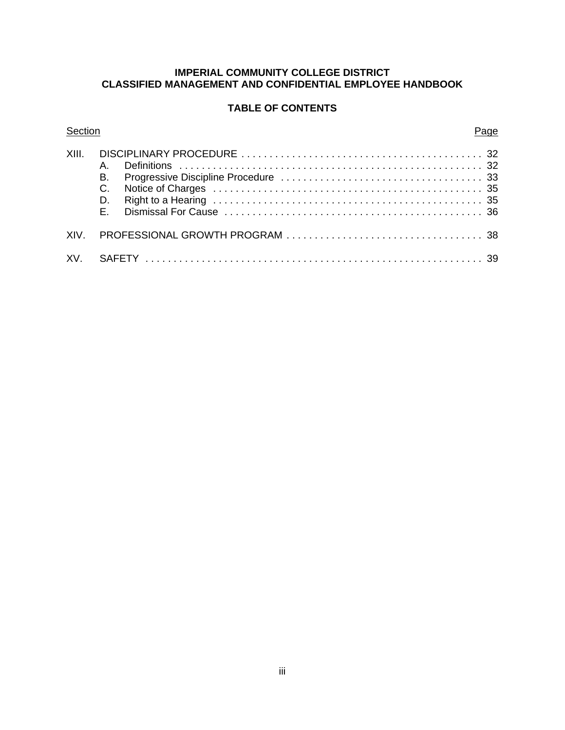**IMPERIAL COMMUNITY COLLEGE DISTRICT**
**CLASSIFIED MANAGEMENT AND CONFIDENTIAL EMPLOYEE HANDBOOK**

**TABLE OF CONTENTS**

| Section | | | Page |
|---|---|---|---|
| XIII. | DISCIPLINARY PROCEDURE | | 32 |
| | A. | Definitions | 32 |
| | B. | Progressive Discipline Procedure | 33 |
| | C. | Notice of Charges | 35 |
| | D. | Right to a Hearing | 35 |
| | E. | Dismissal For Cause | 36 |
| XIV. | PROFESSIONAL GROWTH PROGRAM | | 38 |
| XV. | SAFETY | | 39 |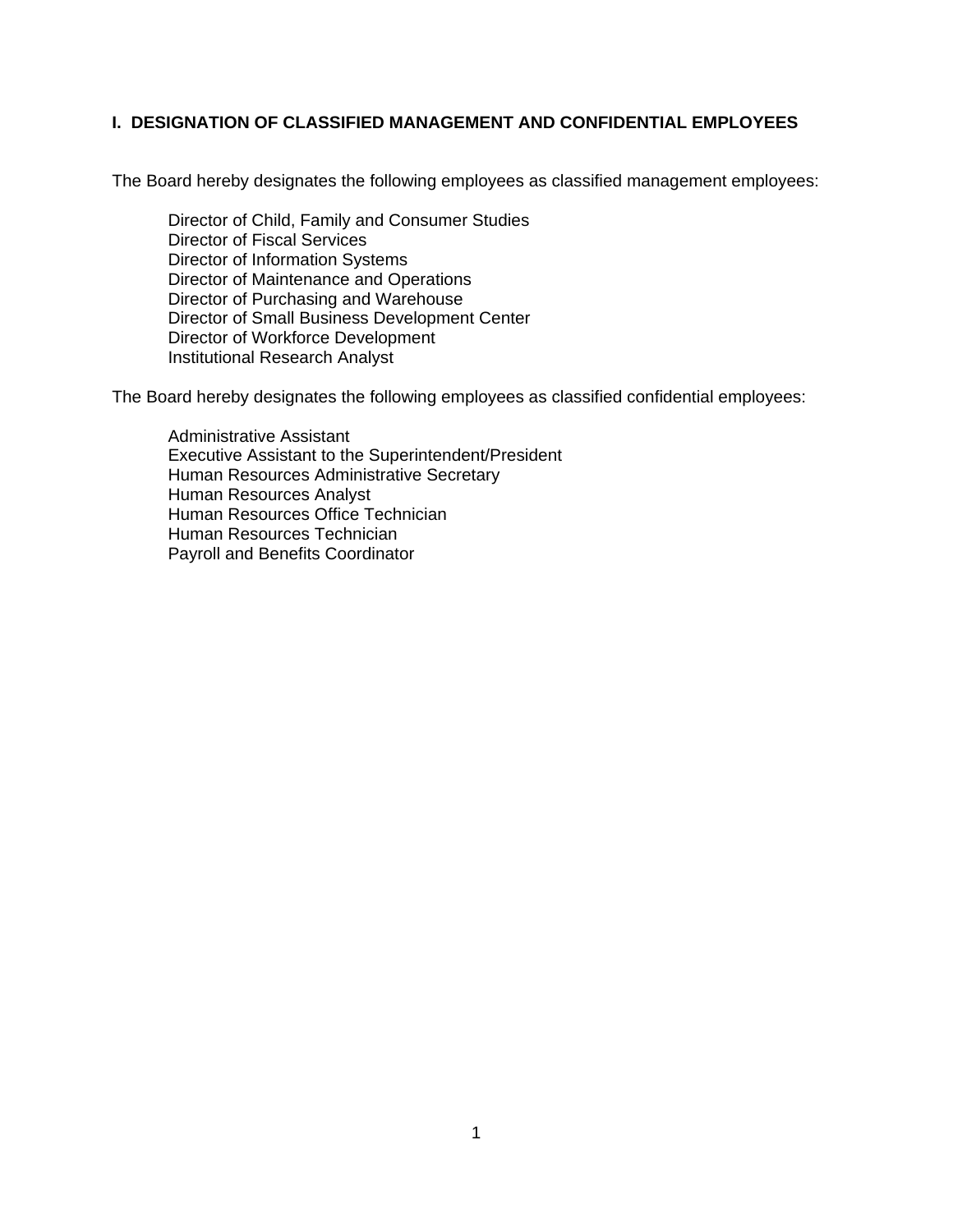## I. DESIGNATION OF CLASSIFIED MANAGEMENT AND CONFIDENTIAL EMPLOYEES

The Board hereby designates the following employees as classified management employees:

- Director of Child, Family and Consumer Studies
- Director of Fiscal Services
- Director of Information Systems
- Director of Maintenance and Operations
- Director of Purchasing and Warehouse
- Director of Small Business Development Center
- Director of Workforce Development
- Institutional Research Analyst

The Board hereby designates the following employees as classified confidential employees:

- Administrative Assistant
- Executive Assistant to the Superintendent/President
- Human Resources Administrative Secretary
- Human Resources Analyst
- Human Resources Office Technician
- Human Resources Technician
- Payroll and Benefits Coordinator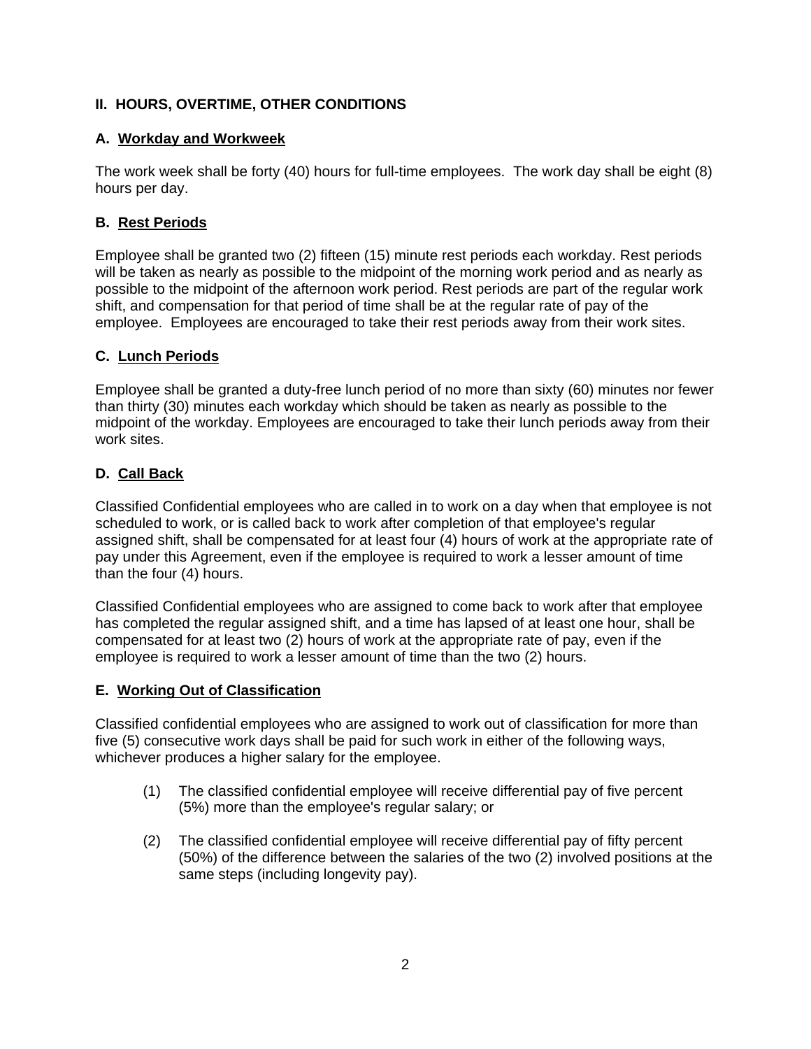## II. HOURS, OVERTIME, OTHER CONDITIONS

### A. Workday and Workweek

The work week shall be forty (40) hours for full-time employees. The work day shall be eight (8) hours per day.

### B. Rest Periods

Employee shall be granted two (2) fifteen (15) minute rest periods each workday. Rest periods will be taken as nearly as possible to the midpoint of the morning work period and as nearly as possible to the midpoint of the afternoon work period. Rest periods are part of the regular work shift, and compensation for that period of time shall be at the regular rate of pay of the employee. Employees are encouraged to take their rest periods away from their work sites.

### C. Lunch Periods

Employee shall be granted a duty-free lunch period of no more than sixty (60) minutes nor fewer than thirty (30) minutes each workday which should be taken as nearly as possible to the midpoint of the workday. Employees are encouraged to take their lunch periods away from their work sites.

### D. Call Back

Classified Confidential employees who are called in to work on a day when that employee is not scheduled to work, or is called back to work after completion of that employee's regular assigned shift, shall be compensated for at least four (4) hours of work at the appropriate rate of pay under this Agreement, even if the employee is required to work a lesser amount of time than the four (4) hours.

Classified Confidential employees who are assigned to come back to work after that employee has completed the regular assigned shift, and a time has lapsed of at least one hour, shall be compensated for at least two (2) hours of work at the appropriate rate of pay, even if the employee is required to work a lesser amount of time than the two (2) hours.

### E. Working Out of Classification

Classified confidential employees who are assigned to work out of classification for more than five (5) consecutive work days shall be paid for such work in either of the following ways, whichever produces a higher salary for the employee.

(1) The classified confidential employee will receive differential pay of five percent (5%) more than the employee's regular salary; or

(2) The classified confidential employee will receive differential pay of fifty percent (50%) of the difference between the salaries of the two (2) involved positions at the same steps (including longevity pay).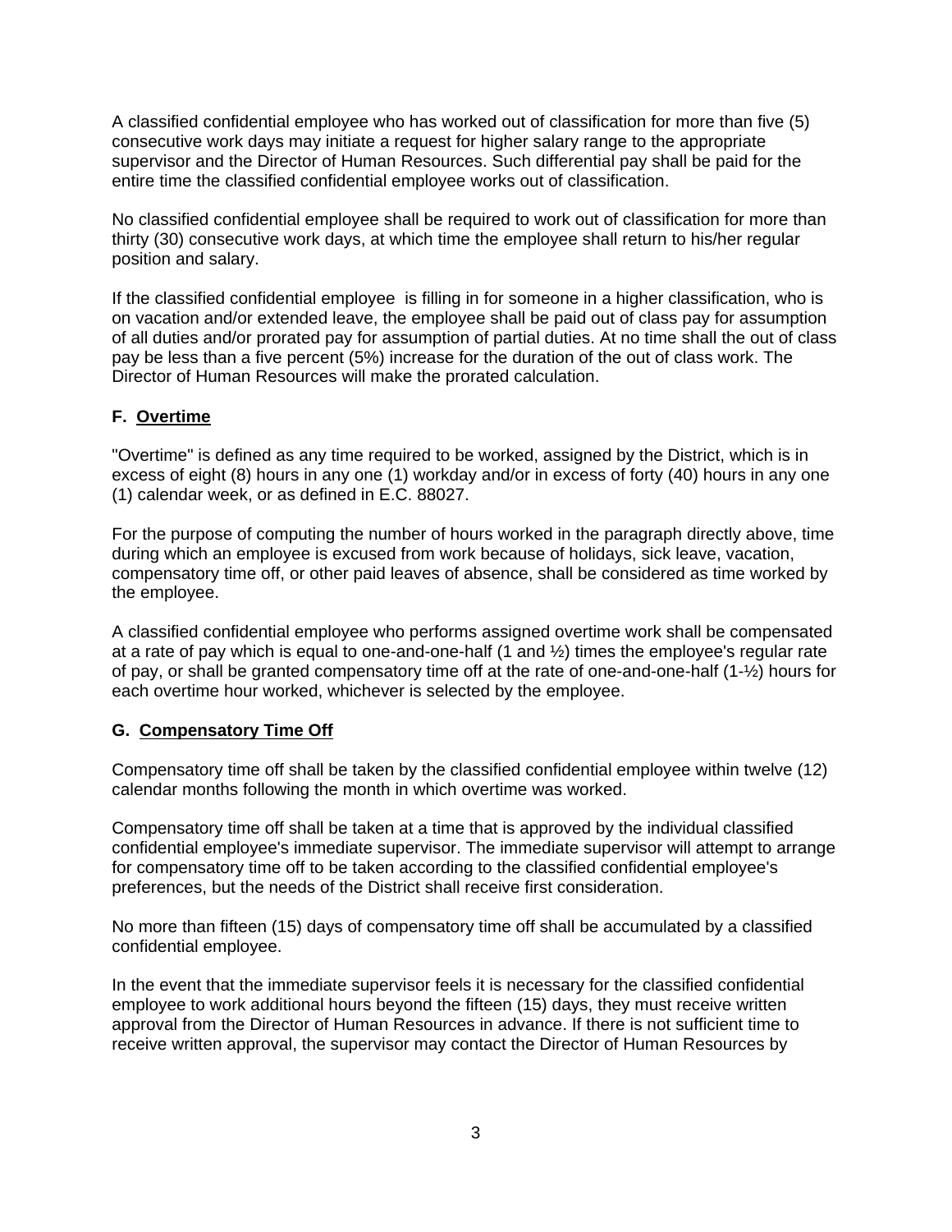A classified confidential employee who has worked out of classification for more than five (5) consecutive work days may initiate a request for higher salary range to the appropriate supervisor and the Director of Human Resources. Such differential pay shall be paid for the entire time the classified confidential employee works out of classification.

No classified confidential employee shall be required to work out of classification for more than thirty (30) consecutive work days, at which time the employee shall return to his/her regular position and salary.

If the classified confidential employee is filling in for someone in a higher classification, who is on vacation and/or extended leave, the employee shall be paid out of class pay for assumption of all duties and/or prorated pay for assumption of partial duties. At no time shall the out of class pay be less than a five percent (5%) increase for the duration of the out of class work. The Director of Human Resources will make the prorated calculation.

### F. Overtime

"Overtime" is defined as any time required to be worked, assigned by the District, which is in excess of eight (8) hours in any one (1) workday and/or in excess of forty (40) hours in any one (1) calendar week, or as defined in E.C. 88027.

For the purpose of computing the number of hours worked in the paragraph directly above, time during which an employee is excused from work because of holidays, sick leave, vacation, compensatory time off, or other paid leaves of absence, shall be considered as time worked by the employee.

A classified confidential employee who performs assigned overtime work shall be compensated at a rate of pay which is equal to one-and-one-half (1 and ½) times the employee's regular rate of pay, or shall be granted compensatory time off at the rate of one-and-one-half (1-½) hours for each overtime hour worked, whichever is selected by the employee.

### G. Compensatory Time Off

Compensatory time off shall be taken by the classified confidential employee within twelve (12) calendar months following the month in which overtime was worked.

Compensatory time off shall be taken at a time that is approved by the individual classified confidential employee's immediate supervisor. The immediate supervisor will attempt to arrange for compensatory time off to be taken according to the classified confidential employee's preferences, but the needs of the District shall receive first consideration.

No more than fifteen (15) days of compensatory time off shall be accumulated by a classified confidential employee.

In the event that the immediate supervisor feels it is necessary for the classified confidential employee to work additional hours beyond the fifteen (15) days, they must receive written approval from the Director of Human Resources in advance. If there is not sufficient time to receive written approval, the supervisor may contact the Director of Human Resources by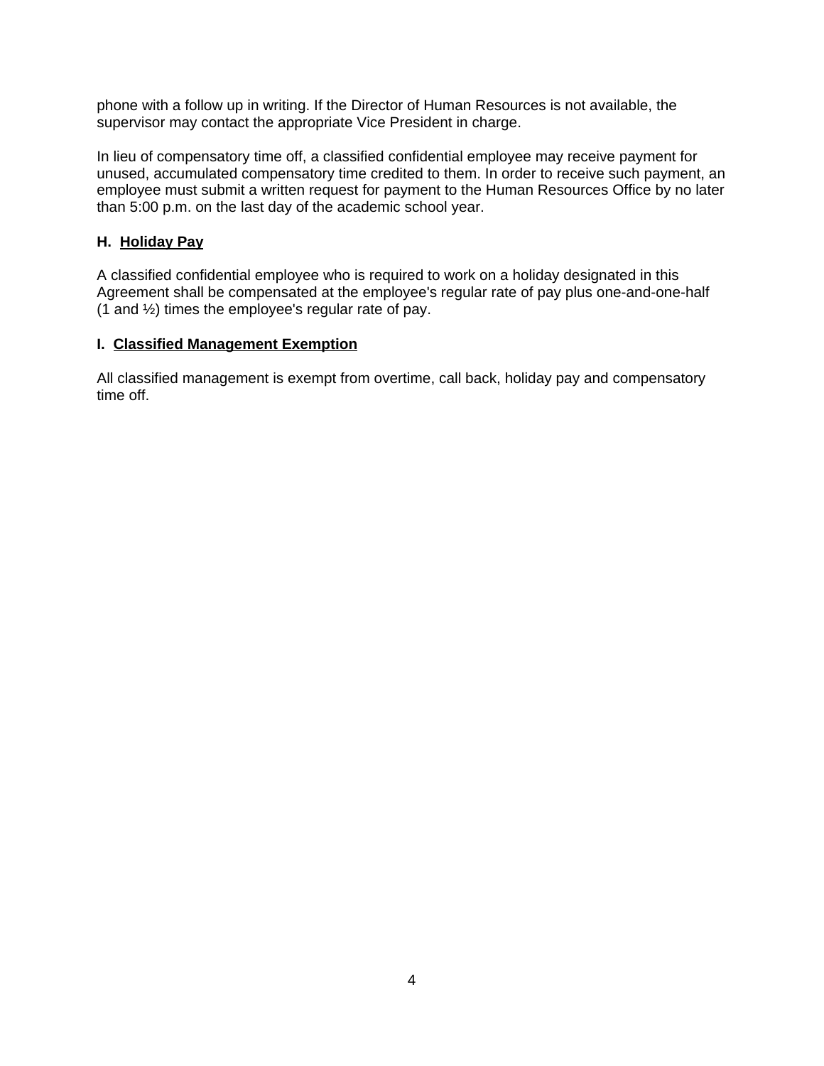phone with a follow up in writing. If the Director of Human Resources is not available, the supervisor may contact the appropriate Vice President in charge.

In lieu of compensatory time off, a classified confidential employee may receive payment for unused, accumulated compensatory time credited to them. In order to receive such payment, an employee must submit a written request for payment to the Human Resources Office by no later than 5:00 p.m. on the last day of the academic school year.

**H. Holiday Pay**

A classified confidential employee who is required to work on a holiday designated in this Agreement shall be compensated at the employee's regular rate of pay plus one-and-one-half (1 and ½) times the employee's regular rate of pay.

**I. Classified Management Exemption**

All classified management is exempt from overtime, call back, holiday pay and compensatory time off.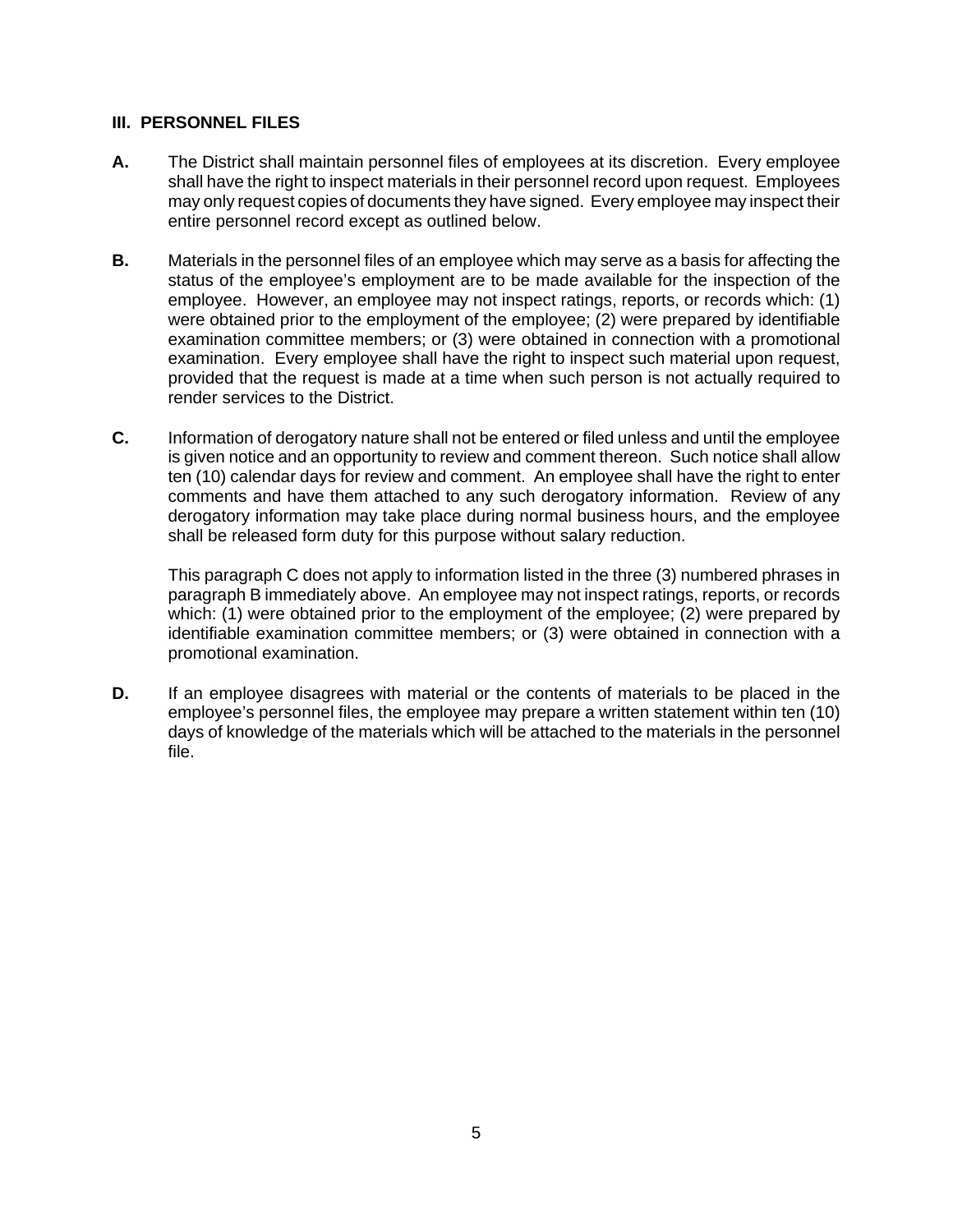## III. PERSONNEL FILES

**A.** The District shall maintain personnel files of employees at its discretion. Every employee shall have the right to inspect materials in their personnel record upon request. Employees may only request copies of documents they have signed. Every employee may inspect their entire personnel record except as outlined below.

**B.** Materials in the personnel files of an employee which may serve as a basis for affecting the status of the employee's employment are to be made available for the inspection of the employee. However, an employee may not inspect ratings, reports, or records which: (1) were obtained prior to the employment of the employee; (2) were prepared by identifiable examination committee members; or (3) were obtained in connection with a promotional examination. Every employee shall have the right to inspect such material upon request, provided that the request is made at a time when such person is not actually required to render services to the District.

**C.** Information of derogatory nature shall not be entered or filed unless and until the employee is given notice and an opportunity to review and comment thereon. Such notice shall allow ten (10) calendar days for review and comment. An employee shall have the right to enter comments and have them attached to any such derogatory information. Review of any derogatory information may take place during normal business hours, and the employee shall be released form duty for this purpose without salary reduction.

This paragraph C does not apply to information listed in the three (3) numbered phrases in paragraph B immediately above. An employee may not inspect ratings, reports, or records which: (1) were obtained prior to the employment of the employee; (2) were prepared by identifiable examination committee members; or (3) were obtained in connection with a promotional examination.

**D.** If an employee disagrees with material or the contents of materials to be placed in the employee's personnel files, the employee may prepare a written statement within ten (10) days of knowledge of the materials which will be attached to the materials in the personnel file.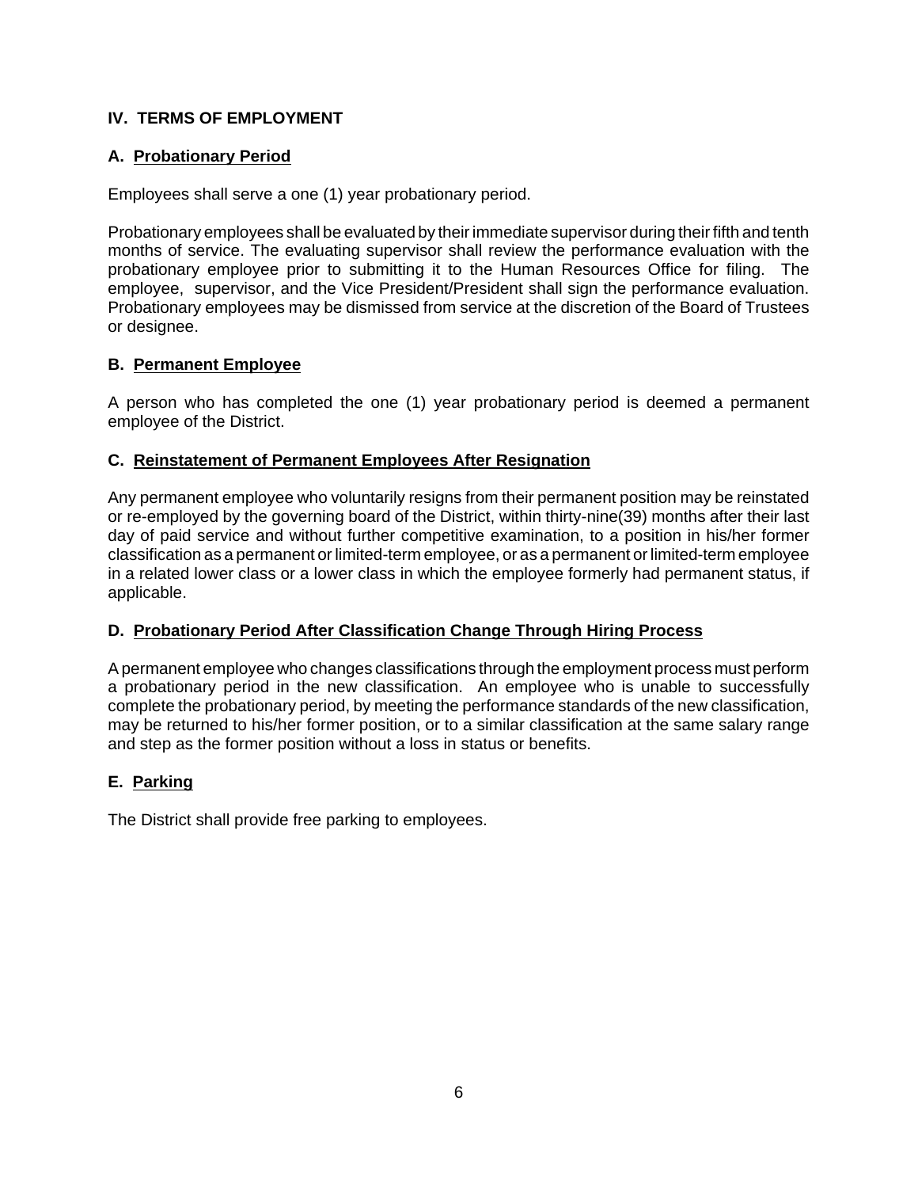## IV. TERMS OF EMPLOYMENT

### A. Probationary Period

Employees shall serve a one (1) year probationary period.

Probationary employees shall be evaluated by their immediate supervisor during their fifth and tenth months of service. The evaluating supervisor shall review the performance evaluation with the probationary employee prior to submitting it to the Human Resources Office for filing. The employee, supervisor, and the Vice President/President shall sign the performance evaluation. Probationary employees may be dismissed from service at the discretion of the Board of Trustees or designee.

### B. Permanent Employee

A person who has completed the one (1) year probationary period is deemed a permanent employee of the District.

### C. Reinstatement of Permanent Employees After Resignation

Any permanent employee who voluntarily resigns from their permanent position may be reinstated or re-employed by the governing board of the District, within thirty-nine(39) months after their last day of paid service and without further competitive examination, to a position in his/her former classification as a permanent or limited-term employee, or as a permanent or limited-term employee in a related lower class or a lower class in which the employee formerly had permanent status, if applicable.

### D. Probationary Period After Classification Change Through Hiring Process

A permanent employee who changes classifications through the employment process must perform a probationary period in the new classification. An employee who is unable to successfully complete the probationary period, by meeting the performance standards of the new classification, may be returned to his/her former position, or to a similar classification at the same salary range and step as the former position without a loss in status or benefits.

### E. Parking

The District shall provide free parking to employees.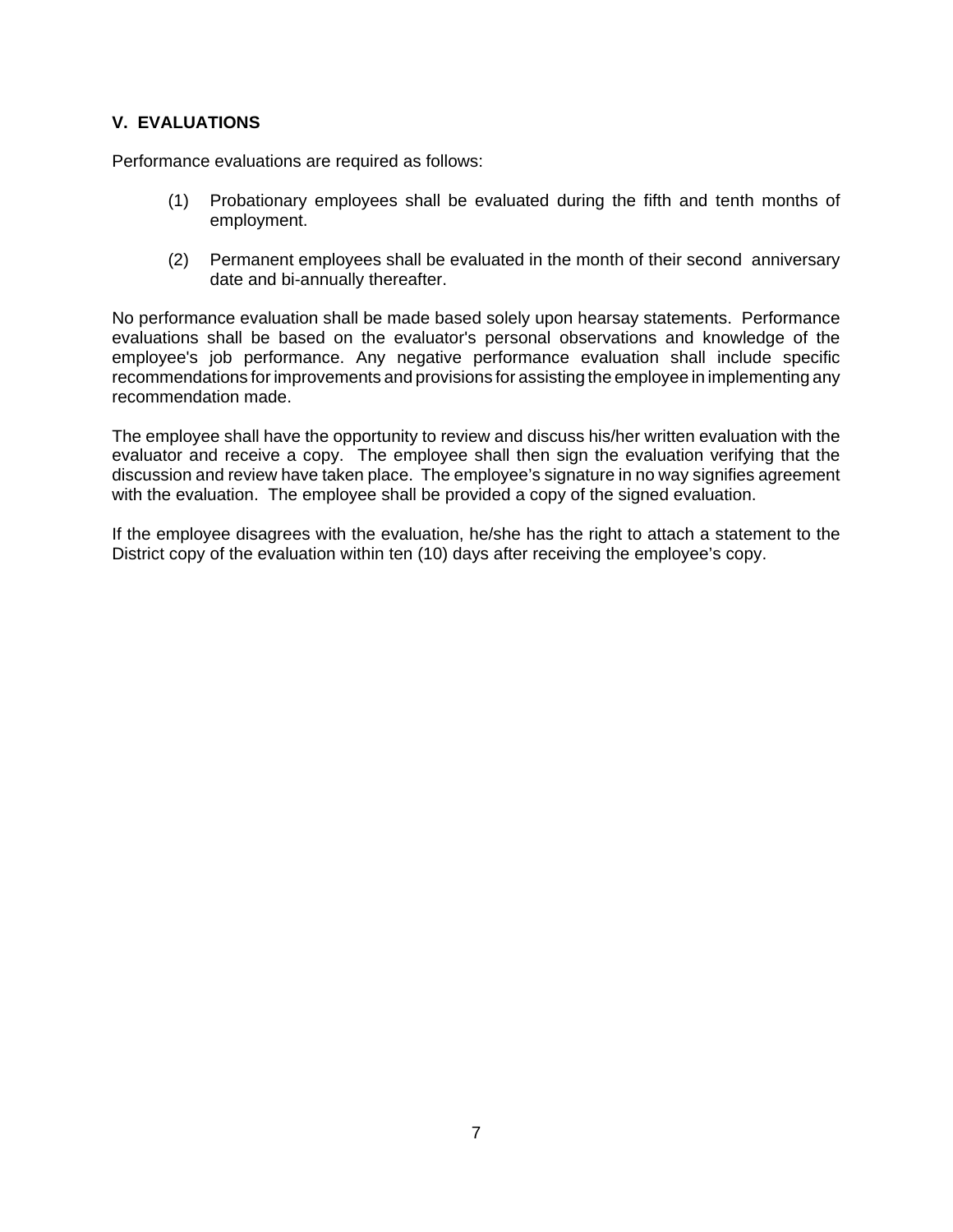## V. EVALUATIONS

Performance evaluations are required as follows:

(1) Probationary employees shall be evaluated during the fifth and tenth months of employment.

(2) Permanent employees shall be evaluated in the month of their second anniversary date and bi-annually thereafter.

No performance evaluation shall be made based solely upon hearsay statements. Performance evaluations shall be based on the evaluator's personal observations and knowledge of the employee's job performance. Any negative performance evaluation shall include specific recommendations for improvements and provisions for assisting the employee in implementing any recommendation made.

The employee shall have the opportunity to review and discuss his/her written evaluation with the evaluator and receive a copy. The employee shall then sign the evaluation verifying that the discussion and review have taken place. The employee's signature in no way signifies agreement with the evaluation. The employee shall be provided a copy of the signed evaluation.

If the employee disagrees with the evaluation, he/she has the right to attach a statement to the District copy of the evaluation within ten (10) days after receiving the employee's copy.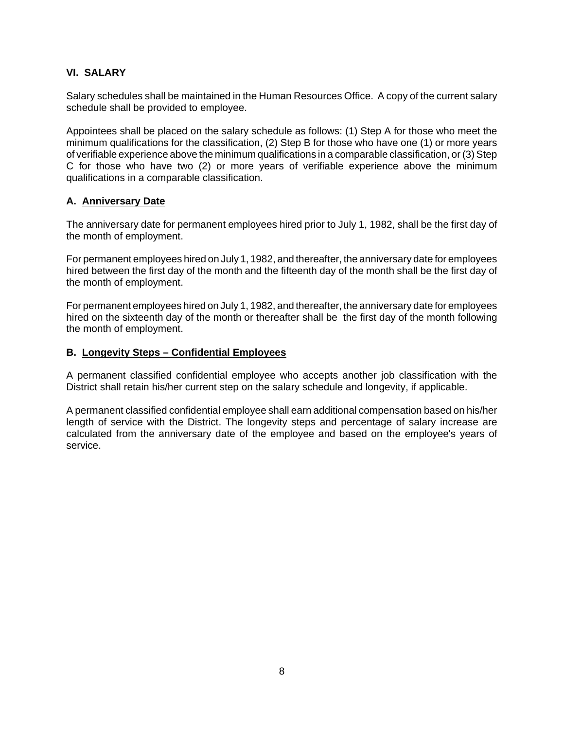## VI. SALARY

Salary schedules shall be maintained in the Human Resources Office. A copy of the current salary schedule shall be provided to employee.

Appointees shall be placed on the salary schedule as follows: (1) Step A for those who meet the minimum qualifications for the classification, (2) Step B for those who have one (1) or more years of verifiable experience above the minimum qualifications in a comparable classification, or (3) Step C for those who have two (2) or more years of verifiable experience above the minimum qualifications in a comparable classification.

### A. Anniversary Date

The anniversary date for permanent employees hired prior to July 1, 1982, shall be the first day of the month of employment.

For permanent employees hired on July 1, 1982, and thereafter, the anniversary date for employees hired between the first day of the month and the fifteenth day of the month shall be the first day of the month of employment.

For permanent employees hired on July 1, 1982, and thereafter, the anniversary date for employees hired on the sixteenth day of the month or thereafter shall be the first day of the month following the month of employment.

### B. Longevity Steps – Confidential Employees

A permanent classified confidential employee who accepts another job classification with the District shall retain his/her current step on the salary schedule and longevity, if applicable.

A permanent classified confidential employee shall earn additional compensation based on his/her length of service with the District. The longevity steps and percentage of salary increase are calculated from the anniversary date of the employee and based on the employee's years of service.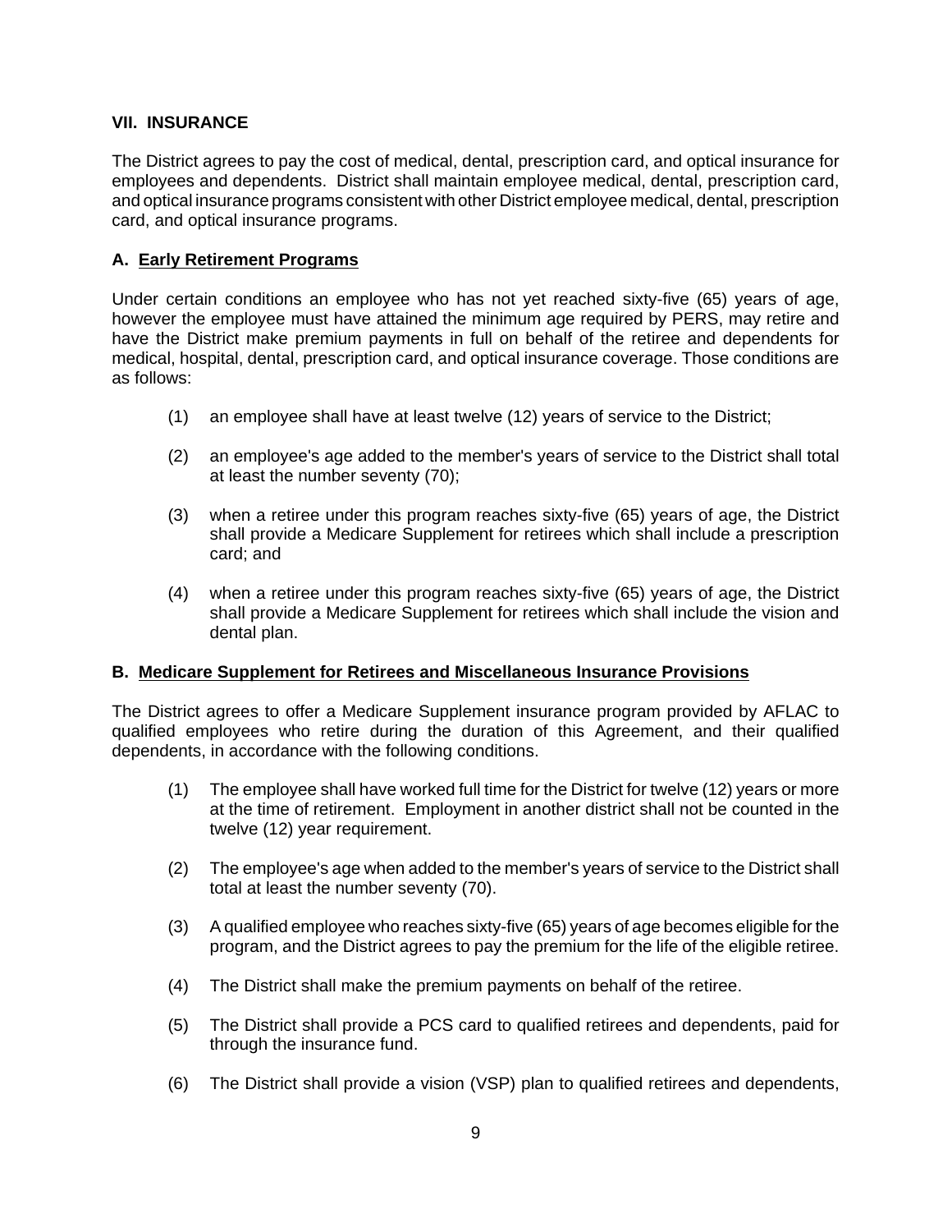## VII. INSURANCE

The District agrees to pay the cost of medical, dental, prescription card, and optical insurance for employees and dependents. District shall maintain employee medical, dental, prescription card, and optical insurance programs consistent with other District employee medical, dental, prescription card, and optical insurance programs.

### A. Early Retirement Programs

Under certain conditions an employee who has not yet reached sixty-five (65) years of age, however the employee must have attained the minimum age required by PERS, may retire and have the District make premium payments in full on behalf of the retiree and dependents for medical, hospital, dental, prescription card, and optical insurance coverage. Those conditions are as follows:

(1) an employee shall have at least twelve (12) years of service to the District;

(2) an employee's age added to the member's years of service to the District shall total at least the number seventy (70);

(3) when a retiree under this program reaches sixty-five (65) years of age, the District shall provide a Medicare Supplement for retirees which shall include a prescription card; and

(4) when a retiree under this program reaches sixty-five (65) years of age, the District shall provide a Medicare Supplement for retirees which shall include the vision and dental plan.

### B. Medicare Supplement for Retirees and Miscellaneous Insurance Provisions

The District agrees to offer a Medicare Supplement insurance program provided by AFLAC to qualified employees who retire during the duration of this Agreement, and their qualified dependents, in accordance with the following conditions.

(1) The employee shall have worked full time for the District for twelve (12) years or more at the time of retirement. Employment in another district shall not be counted in the twelve (12) year requirement.

(2) The employee's age when added to the member's years of service to the District shall total at least the number seventy (70).

(3) A qualified employee who reaches sixty-five (65) years of age becomes eligible for the program, and the District agrees to pay the premium for the life of the eligible retiree.

(4) The District shall make the premium payments on behalf of the retiree.

(5) The District shall provide a PCS card to qualified retirees and dependents, paid for through the insurance fund.

(6) The District shall provide a vision (VSP) plan to qualified retirees and dependents,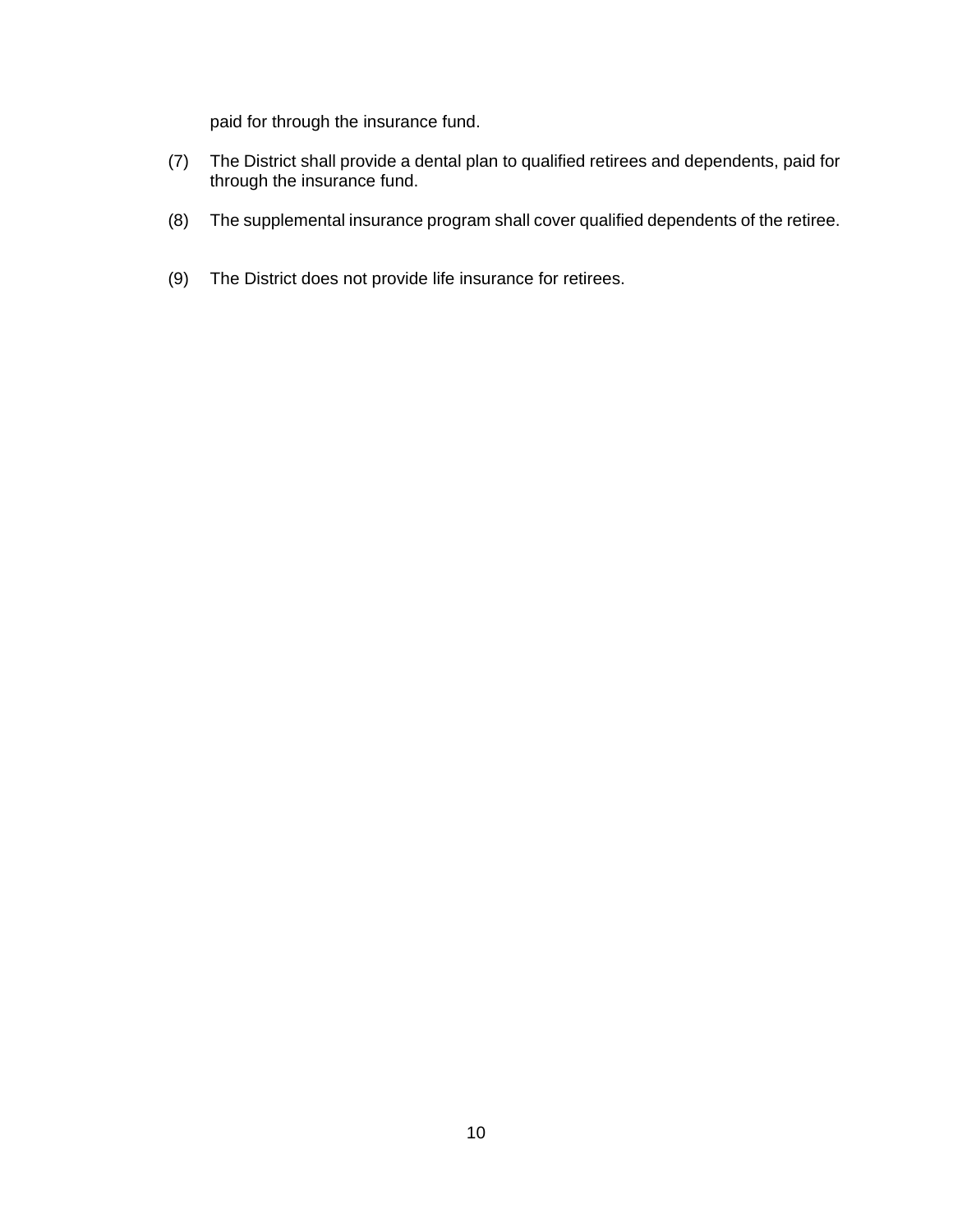paid for through the insurance fund.

(7) The District shall provide a dental plan to qualified retirees and dependents, paid for through the insurance fund.

(8) The supplemental insurance program shall cover qualified dependents of the retiree.

(9) The District does not provide life insurance for retirees.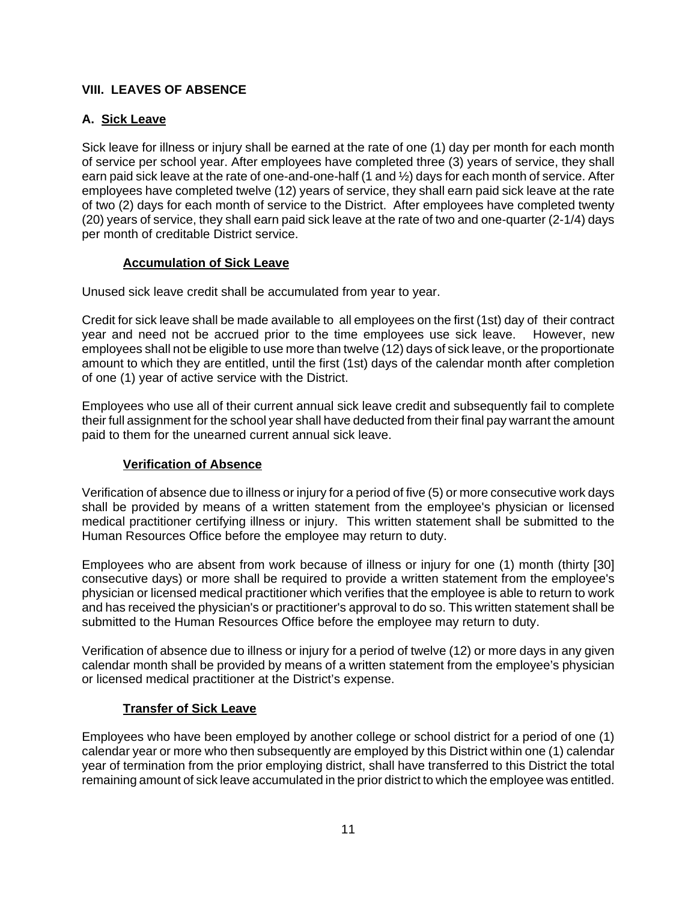## VIII. LEAVES OF ABSENCE

### A. Sick Leave

Sick leave for illness or injury shall be earned at the rate of one (1) day per month for each month of service per school year. After employees have completed three (3) years of service, they shall earn paid sick leave at the rate of one-and-one-half (1 and ½) days for each month of service. After employees have completed twelve (12) years of service, they shall earn paid sick leave at the rate of two (2) days for each month of service to the District. After employees have completed twenty (20) years of service, they shall earn paid sick leave at the rate of two and one-quarter (2-1/4) days per month of creditable District service.

#### Accumulation of Sick Leave

Unused sick leave credit shall be accumulated from year to year.

Credit for sick leave shall be made available to all employees on the first (1st) day of their contract year and need not be accrued prior to the time employees use sick leave. However, new employees shall not be eligible to use more than twelve (12) days of sick leave, or the proportionate amount to which they are entitled, until the first (1st) days of the calendar month after completion of one (1) year of active service with the District.

Employees who use all of their current annual sick leave credit and subsequently fail to complete their full assignment for the school year shall have deducted from their final pay warrant the amount paid to them for the unearned current annual sick leave.

#### Verification of Absence

Verification of absence due to illness or injury for a period of five (5) or more consecutive work days shall be provided by means of a written statement from the employee's physician or licensed medical practitioner certifying illness or injury. This written statement shall be submitted to the Human Resources Office before the employee may return to duty.

Employees who are absent from work because of illness or injury for one (1) month (thirty [30] consecutive days) or more shall be required to provide a written statement from the employee's physician or licensed medical practitioner which verifies that the employee is able to return to work and has received the physician's or practitioner's approval to do so. This written statement shall be submitted to the Human Resources Office before the employee may return to duty.

Verification of absence due to illness or injury for a period of twelve (12) or more days in any given calendar month shall be provided by means of a written statement from the employee's physician or licensed medical practitioner at the District's expense.

#### Transfer of Sick Leave

Employees who have been employed by another college or school district for a period of one (1) calendar year or more who then subsequently are employed by this District within one (1) calendar year of termination from the prior employing district, shall have transferred to this District the total remaining amount of sick leave accumulated in the prior district to which the employee was entitled.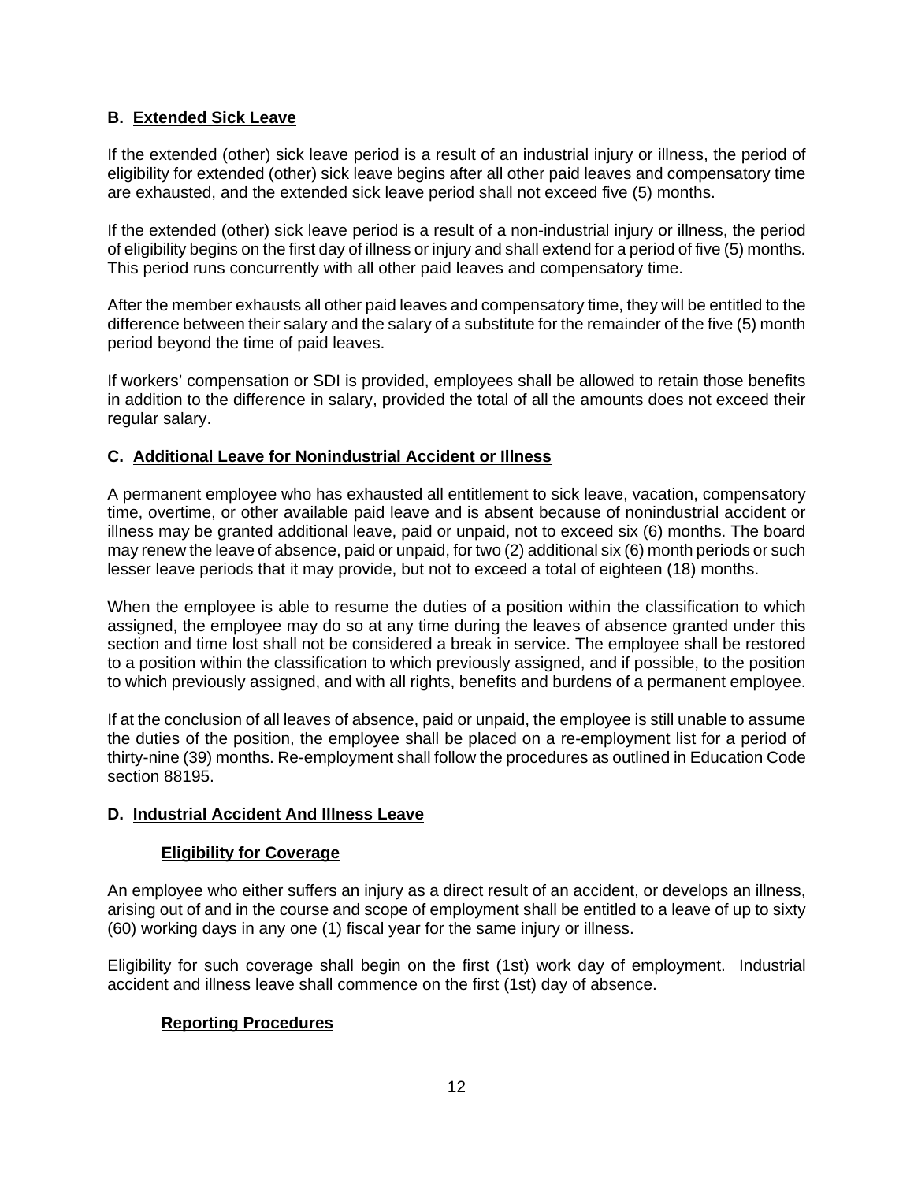### B. Extended Sick Leave

If the extended (other) sick leave period is a result of an industrial injury or illness, the period of eligibility for extended (other) sick leave begins after all other paid leaves and compensatory time are exhausted, and the extended sick leave period shall not exceed five (5) months.

If the extended (other) sick leave period is a result of a non-industrial injury or illness, the period of eligibility begins on the first day of illness or injury and shall extend for a period of five (5) months. This period runs concurrently with all other paid leaves and compensatory time.

After the member exhausts all other paid leaves and compensatory time, they will be entitled to the difference between their salary and the salary of a substitute for the remainder of the five (5) month period beyond the time of paid leaves.

If workers' compensation or SDI is provided, employees shall be allowed to retain those benefits in addition to the difference in salary, provided the total of all the amounts does not exceed their regular salary.

### C. Additional Leave for Nonindustrial Accident or Illness

A permanent employee who has exhausted all entitlement to sick leave, vacation, compensatory time, overtime, or other available paid leave and is absent because of nonindustrial accident or illness may be granted additional leave, paid or unpaid, not to exceed six (6) months. The board may renew the leave of absence, paid or unpaid, for two (2) additional six (6) month periods or such lesser leave periods that it may provide, but not to exceed a total of eighteen (18) months.

When the employee is able to resume the duties of a position within the classification to which assigned, the employee may do so at any time during the leaves of absence granted under this section and time lost shall not be considered a break in service. The employee shall be restored to a position within the classification to which previously assigned, and if possible, to the position to which previously assigned, and with all rights, benefits and burdens of a permanent employee.

If at the conclusion of all leaves of absence, paid or unpaid, the employee is still unable to assume the duties of the position, the employee shall be placed on a re-employment list for a period of thirty-nine (39) months. Re-employment shall follow the procedures as outlined in Education Code section 88195.

### D. Industrial Accident And Illness Leave

#### Eligibility for Coverage

An employee who either suffers an injury as a direct result of an accident, or develops an illness, arising out of and in the course and scope of employment shall be entitled to a leave of up to sixty (60) working days in any one (1) fiscal year for the same injury or illness.

Eligibility for such coverage shall begin on the first (1st) work day of employment. Industrial accident and illness leave shall commence on the first (1st) day of absence.

#### Reporting Procedures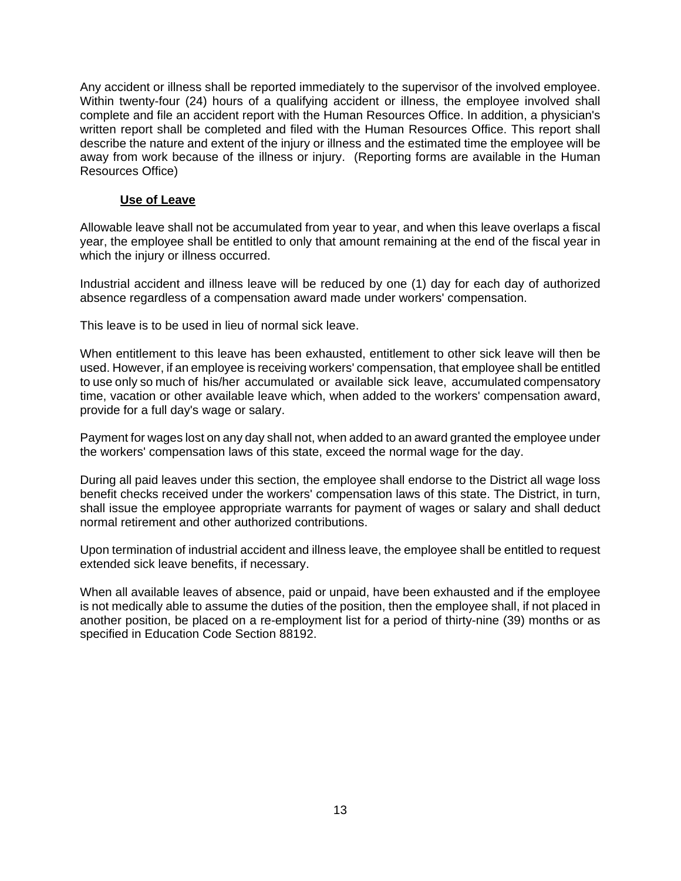Any accident or illness shall be reported immediately to the supervisor of the involved employee. Within twenty-four (24) hours of a qualifying accident or illness, the employee involved shall complete and file an accident report with the Human Resources Office. In addition, a physician's written report shall be completed and filed with the Human Resources Office. This report shall describe the nature and extent of the injury or illness and the estimated time the employee will be away from work because of the illness or injury. (Reporting forms are available in the Human Resources Office)

**Use of Leave**

Allowable leave shall not be accumulated from year to year, and when this leave overlaps a fiscal year, the employee shall be entitled to only that amount remaining at the end of the fiscal year in which the injury or illness occurred.

Industrial accident and illness leave will be reduced by one (1) day for each day of authorized absence regardless of a compensation award made under workers' compensation.

This leave is to be used in lieu of normal sick leave.

When entitlement to this leave has been exhausted, entitlement to other sick leave will then be used. However, if an employee is receiving workers' compensation, that employee shall be entitled to use only so much of his/her accumulated or available sick leave, accumulated compensatory time, vacation or other available leave which, when added to the workers' compensation award, provide for a full day's wage or salary.

Payment for wages lost on any day shall not, when added to an award granted the employee under the workers' compensation laws of this state, exceed the normal wage for the day.

During all paid leaves under this section, the employee shall endorse to the District all wage loss benefit checks received under the workers' compensation laws of this state. The District, in turn, shall issue the employee appropriate warrants for payment of wages or salary and shall deduct normal retirement and other authorized contributions.

Upon termination of industrial accident and illness leave, the employee shall be entitled to request extended sick leave benefits, if necessary.

When all available leaves of absence, paid or unpaid, have been exhausted and if the employee is not medically able to assume the duties of the position, then the employee shall, if not placed in another position, be placed on a re-employment list for a period of thirty-nine (39) months or as specified in Education Code Section 88192.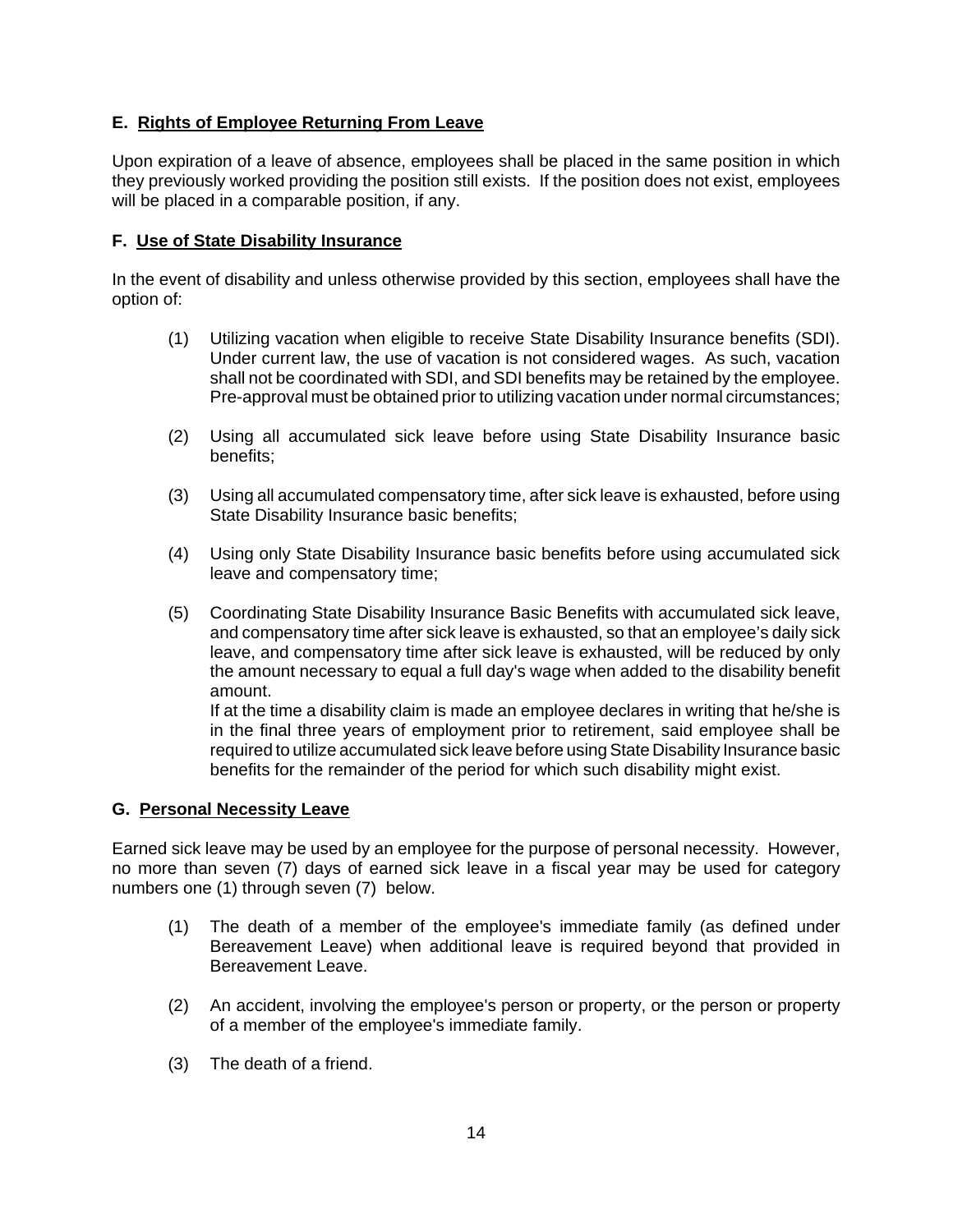### E. Rights of Employee Returning From Leave

Upon expiration of a leave of absence, employees shall be placed in the same position in which they previously worked providing the position still exists. If the position does not exist, employees will be placed in a comparable position, if any.

### F. Use of State Disability Insurance

In the event of disability and unless otherwise provided by this section, employees shall have the option of:

(1) Utilizing vacation when eligible to receive State Disability Insurance benefits (SDI). Under current law, the use of vacation is not considered wages. As such, vacation shall not be coordinated with SDI, and SDI benefits may be retained by the employee. Pre-approval must be obtained prior to utilizing vacation under normal circumstances;

(2) Using all accumulated sick leave before using State Disability Insurance basic benefits;

(3) Using all accumulated compensatory time, after sick leave is exhausted, before using State Disability Insurance basic benefits;

(4) Using only State Disability Insurance basic benefits before using accumulated sick leave and compensatory time;

(5) Coordinating State Disability Insurance Basic Benefits with accumulated sick leave, and compensatory time after sick leave is exhausted, so that an employee's daily sick leave, and compensatory time after sick leave is exhausted, will be reduced by only the amount necessary to equal a full day's wage when added to the disability benefit amount.
If at the time a disability claim is made an employee declares in writing that he/she is in the final three years of employment prior to retirement, said employee shall be required to utilize accumulated sick leave before using State Disability Insurance basic benefits for the remainder of the period for which such disability might exist.

### G. Personal Necessity Leave

Earned sick leave may be used by an employee for the purpose of personal necessity. However, no more than seven (7) days of earned sick leave in a fiscal year may be used for category numbers one (1) through seven (7) below.

(1) The death of a member of the employee's immediate family (as defined under Bereavement Leave) when additional leave is required beyond that provided in Bereavement Leave.

(2) An accident, involving the employee's person or property, or the person or property of a member of the employee's immediate family.

(3) The death of a friend.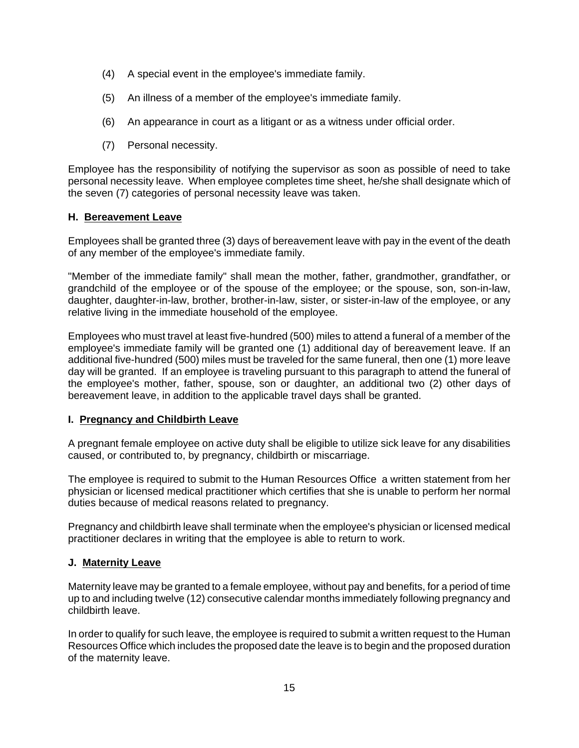(4) A special event in the employee's immediate family.

(5) An illness of a member of the employee's immediate family.

(6) An appearance in court as a litigant or as a witness under official order.

(7) Personal necessity.

Employee has the responsibility of notifying the supervisor as soon as possible of need to take personal necessity leave. When employee completes time sheet, he/she shall designate which of the seven (7) categories of personal necessity leave was taken.

### H. Bereavement Leave

Employees shall be granted three (3) days of bereavement leave with pay in the event of the death of any member of the employee's immediate family.

"Member of the immediate family" shall mean the mother, father, grandmother, grandfather, or grandchild of the employee or of the spouse of the employee; or the spouse, son, son-in-law, daughter, daughter-in-law, brother, brother-in-law, sister, or sister-in-law of the employee, or any relative living in the immediate household of the employee.

Employees who must travel at least five-hundred (500) miles to attend a funeral of a member of the employee's immediate family will be granted one (1) additional day of bereavement leave. If an additional five-hundred (500) miles must be traveled for the same funeral, then one (1) more leave day will be granted. If an employee is traveling pursuant to this paragraph to attend the funeral of the employee's mother, father, spouse, son or daughter, an additional two (2) other days of bereavement leave, in addition to the applicable travel days shall be granted.

### I. Pregnancy and Childbirth Leave

A pregnant female employee on active duty shall be eligible to utilize sick leave for any disabilities caused, or contributed to, by pregnancy, childbirth or miscarriage.

The employee is required to submit to the Human Resources Office a written statement from her physician or licensed medical practitioner which certifies that she is unable to perform her normal duties because of medical reasons related to pregnancy.

Pregnancy and childbirth leave shall terminate when the employee's physician or licensed medical practitioner declares in writing that the employee is able to return to work.

### J. Maternity Leave

Maternity leave may be granted to a female employee, without pay and benefits, for a period of time up to and including twelve (12) consecutive calendar months immediately following pregnancy and childbirth leave.

In order to qualify for such leave, the employee is required to submit a written request to the Human Resources Office which includes the proposed date the leave is to begin and the proposed duration of the maternity leave.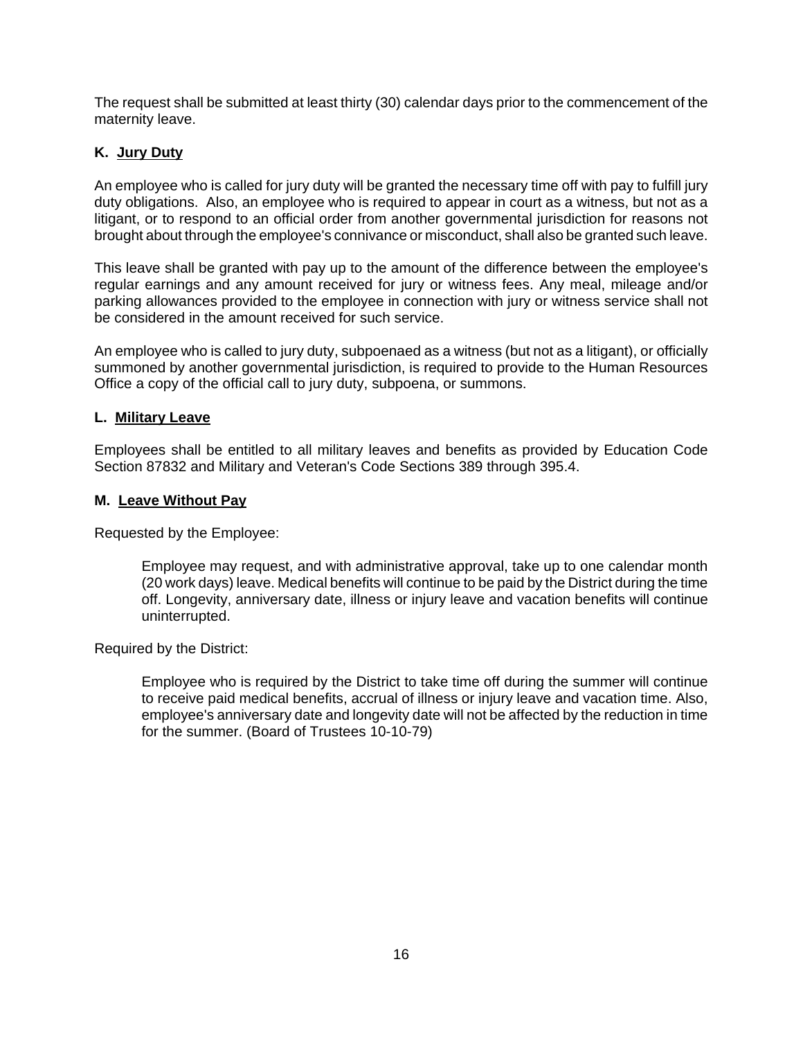The request shall be submitted at least thirty (30) calendar days prior to the commencement of the maternity leave.

### K. <u>Jury Duty</u>

An employee who is called for jury duty will be granted the necessary time off with pay to fulfill jury duty obligations. Also, an employee who is required to appear in court as a witness, but not as a litigant, or to respond to an official order from another governmental jurisdiction for reasons not brought about through the employee's connivance or misconduct, shall also be granted such leave.

This leave shall be granted with pay up to the amount of the difference between the employee's regular earnings and any amount received for jury or witness fees. Any meal, mileage and/or parking allowances provided to the employee in connection with jury or witness service shall not be considered in the amount received for such service.

An employee who is called to jury duty, subpoenaed as a witness (but not as a litigant), or officially summoned by another governmental jurisdiction, is required to provide to the Human Resources Office a copy of the official call to jury duty, subpoena, or summons.

### L. <u>Military Leave</u>

Employees shall be entitled to all military leaves and benefits as provided by Education Code Section 87832 and Military and Veteran's Code Sections 389 through 395.4.

### M. <u>Leave Without Pay</u>

Requested by the Employee:

> Employee may request, and with administrative approval, take up to one calendar month (20 work days) leave. Medical benefits will continue to be paid by the District during the time off. Longevity, anniversary date, illness or injury leave and vacation benefits will continue uninterrupted.

Required by the District:

> Employee who is required by the District to take time off during the summer will continue to receive paid medical benefits, accrual of illness or injury leave and vacation time. Also, employee's anniversary date and longevity date will not be affected by the reduction in time for the summer. (Board of Trustees 10-10-79)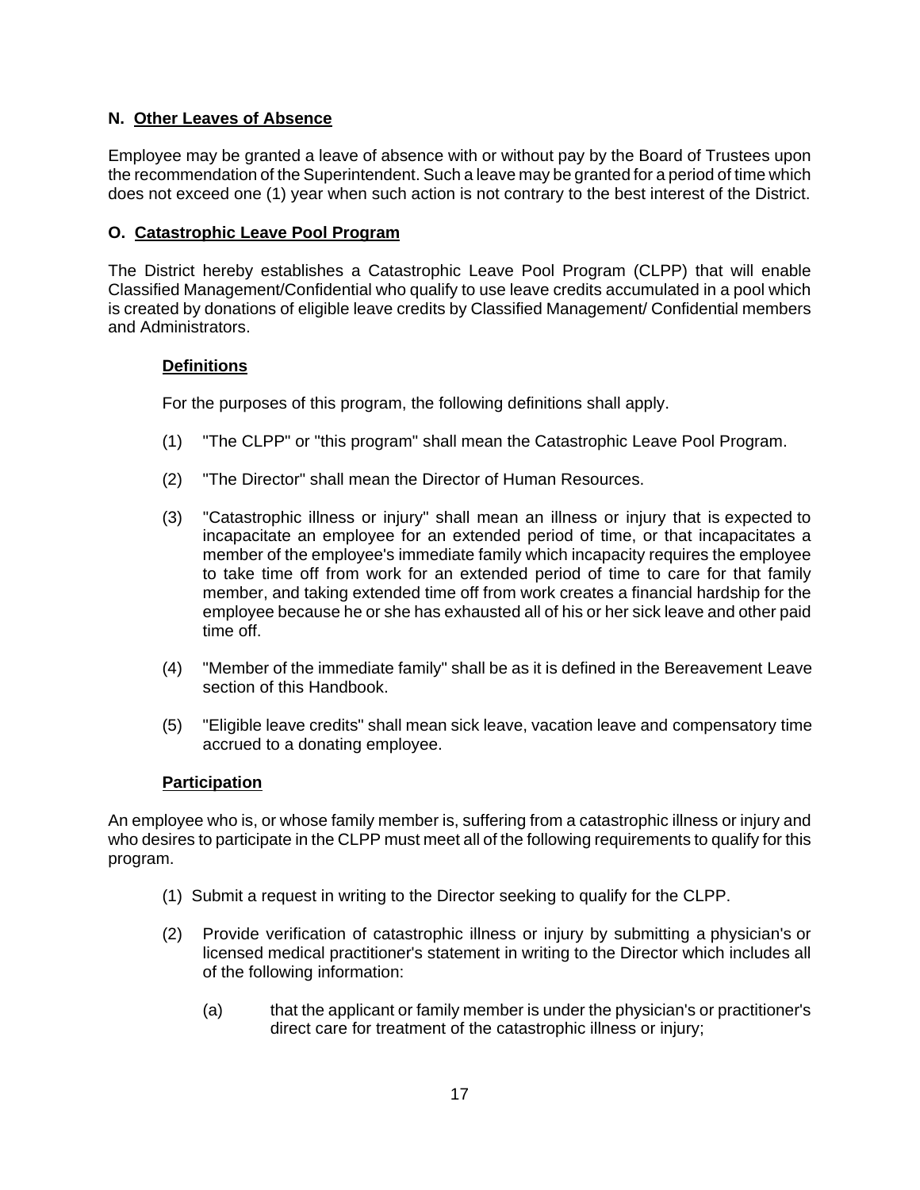## N. <u>Other Leaves of Absence</u>

Employee may be granted a leave of absence with or without pay by the Board of Trustees upon the recommendation of the Superintendent. Such a leave may be granted for a period of time which does not exceed one (1) year when such action is not contrary to the best interest of the District.

## O. <u>Catastrophic Leave Pool Program</u>

The District hereby establishes a Catastrophic Leave Pool Program (CLPP) that will enable Classified Management/Confidential who qualify to use leave credits accumulated in a pool which is created by donations of eligible leave credits by Classified Management/ Confidential members and Administrators.

### <u>Definitions</u>

For the purposes of this program, the following definitions shall apply.

(1) "The CLPP" or "this program" shall mean the Catastrophic Leave Pool Program.

(2) "The Director" shall mean the Director of Human Resources.

(3) "Catastrophic illness or injury" shall mean an illness or injury that is expected to incapacitate an employee for an extended period of time, or that incapacitates a member of the employee's immediate family which incapacity requires the employee to take time off from work for an extended period of time to care for that family member, and taking extended time off from work creates a financial hardship for the employee because he or she has exhausted all of his or her sick leave and other paid time off.

(4) "Member of the immediate family" shall be as it is defined in the Bereavement Leave section of this Handbook.

(5) "Eligible leave credits" shall mean sick leave, vacation leave and compensatory time accrued to a donating employee.

### <u>Participation</u>

An employee who is, or whose family member is, suffering from a catastrophic illness or injury and who desires to participate in the CLPP must meet all of the following requirements to qualify for this program.

(1) Submit a request in writing to the Director seeking to qualify for the CLPP.

(2) Provide verification of catastrophic illness or injury by submitting a physician's or licensed medical practitioner's statement in writing to the Director which includes all of the following information:

(a) that the applicant or family member is under the physician's or practitioner's direct care for treatment of the catastrophic illness or injury;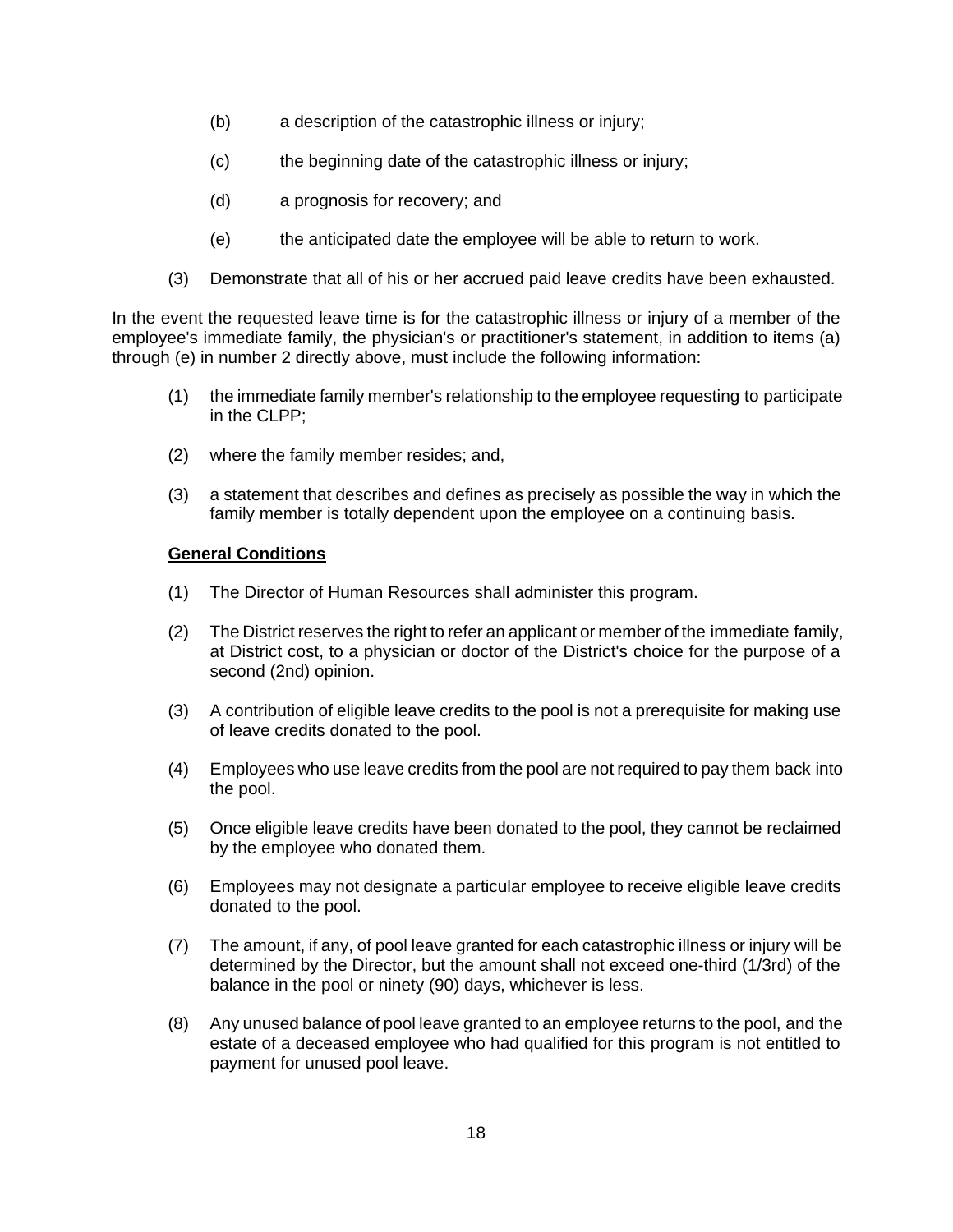(b) a description of the catastrophic illness or injury;

(c) the beginning date of the catastrophic illness or injury;

(d) a prognosis for recovery; and

(e) the anticipated date the employee will be able to return to work.

(3) Demonstrate that all of his or her accrued paid leave credits have been exhausted.

In the event the requested leave time is for the catastrophic illness or injury of a member of the employee's immediate family, the physician's or practitioner's statement, in addition to items (a) through (e) in number 2 directly above, must include the following information:

(1) the immediate family member's relationship to the employee requesting to participate in the CLPP;

(2) where the family member resides; and,

(3) a statement that describes and defines as precisely as possible the way in which the family member is totally dependent upon the employee on a continuing basis.

**General Conditions**

(1) The Director of Human Resources shall administer this program.

(2) The District reserves the right to refer an applicant or member of the immediate family, at District cost, to a physician or doctor of the District's choice for the purpose of a second (2nd) opinion.

(3) A contribution of eligible leave credits to the pool is not a prerequisite for making use of leave credits donated to the pool.

(4) Employees who use leave credits from the pool are not required to pay them back into the pool.

(5) Once eligible leave credits have been donated to the pool, they cannot be reclaimed by the employee who donated them.

(6) Employees may not designate a particular employee to receive eligible leave credits donated to the pool.

(7) The amount, if any, of pool leave granted for each catastrophic illness or injury will be determined by the Director, but the amount shall not exceed one-third (1/3rd) of the balance in the pool or ninety (90) days, whichever is less.

(8) Any unused balance of pool leave granted to an employee returns to the pool, and the estate of a deceased employee who had qualified for this program is not entitled to payment for unused pool leave.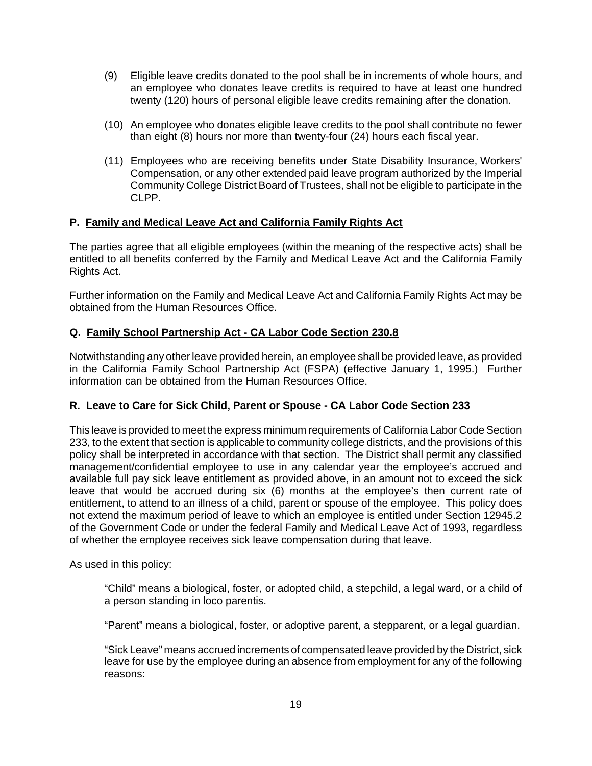(9) Eligible leave credits donated to the pool shall be in increments of whole hours, and an employee who donates leave credits is required to have at least one hundred twenty (120) hours of personal eligible leave credits remaining after the donation.

(10) An employee who donates eligible leave credits to the pool shall contribute no fewer than eight (8) hours nor more than twenty-four (24) hours each fiscal year.

(11) Employees who are receiving benefits under State Disability Insurance, Workers' Compensation, or any other extended paid leave program authorized by the Imperial Community College District Board of Trustees, shall not be eligible to participate in the CLPP.

### P. Family and Medical Leave Act and California Family Rights Act

The parties agree that all eligible employees (within the meaning of the respective acts) shall be entitled to all benefits conferred by the Family and Medical Leave Act and the California Family Rights Act.

Further information on the Family and Medical Leave Act and California Family Rights Act may be obtained from the Human Resources Office.

### Q. Family School Partnership Act - CA Labor Code Section 230.8

Notwithstanding any other leave provided herein, an employee shall be provided leave, as provided in the California Family School Partnership Act (FSPA) (effective January 1, 1995.) Further information can be obtained from the Human Resources Office.

### R. Leave to Care for Sick Child, Parent or Spouse - CA Labor Code Section 233

This leave is provided to meet the express minimum requirements of California Labor Code Section 233, to the extent that section is applicable to community college districts, and the provisions of this policy shall be interpreted in accordance with that section. The District shall permit any classified management/confidential employee to use in any calendar year the employee's accrued and available full pay sick leave entitlement as provided above, in an amount not to exceed the sick leave that would be accrued during six (6) months at the employee's then current rate of entitlement, to attend to an illness of a child, parent or spouse of the employee. This policy does not extend the maximum period of leave to which an employee is entitled under Section 12945.2 of the Government Code or under the federal Family and Medical Leave Act of 1993, regardless of whether the employee receives sick leave compensation during that leave.

As used in this policy:

"Child" means a biological, foster, or adopted child, a stepchild, a legal ward, or a child of a person standing in loco parentis.

"Parent" means a biological, foster, or adoptive parent, a stepparent, or a legal guardian.

"Sick Leave" means accrued increments of compensated leave provided by the District, sick leave for use by the employee during an absence from employment for any of the following reasons: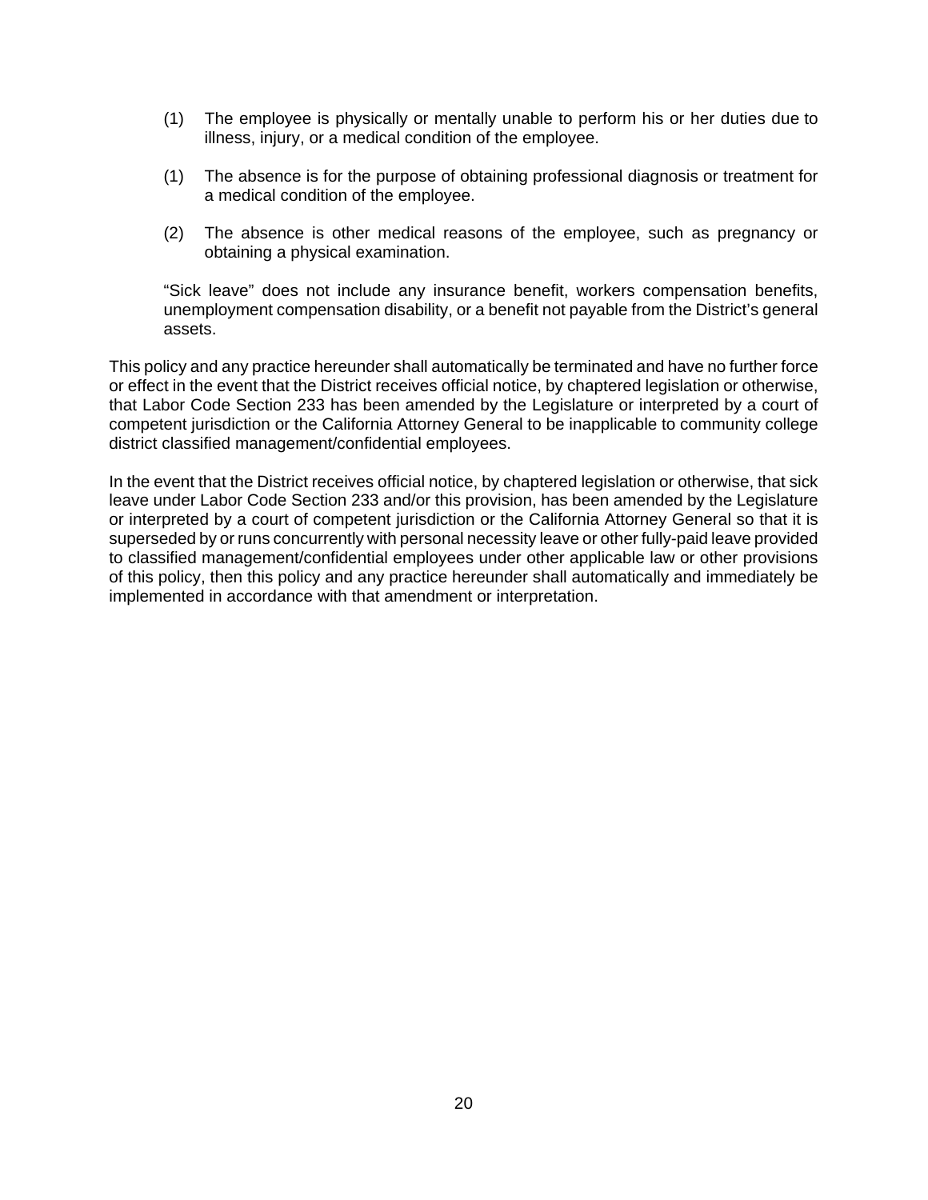(1) The employee is physically or mentally unable to perform his or her duties due to illness, injury, or a medical condition of the employee.

(1) The absence is for the purpose of obtaining professional diagnosis or treatment for a medical condition of the employee.

(2) The absence is other medical reasons of the employee, such as pregnancy or obtaining a physical examination.

"Sick leave" does not include any insurance benefit, workers compensation benefits, unemployment compensation disability, or a benefit not payable from the District's general assets.

This policy and any practice hereunder shall automatically be terminated and have no further force or effect in the event that the District receives official notice, by chaptered legislation or otherwise, that Labor Code Section 233 has been amended by the Legislature or interpreted by a court of competent jurisdiction or the California Attorney General to be inapplicable to community college district classified management/confidential employees.

In the event that the District receives official notice, by chaptered legislation or otherwise, that sick leave under Labor Code Section 233 and/or this provision, has been amended by the Legislature or interpreted by a court of competent jurisdiction or the California Attorney General so that it is superseded by or runs concurrently with personal necessity leave or other fully-paid leave provided to classified management/confidential employees under other applicable law or other provisions of this policy, then this policy and any practice hereunder shall automatically and immediately be implemented in accordance with that amendment or interpretation.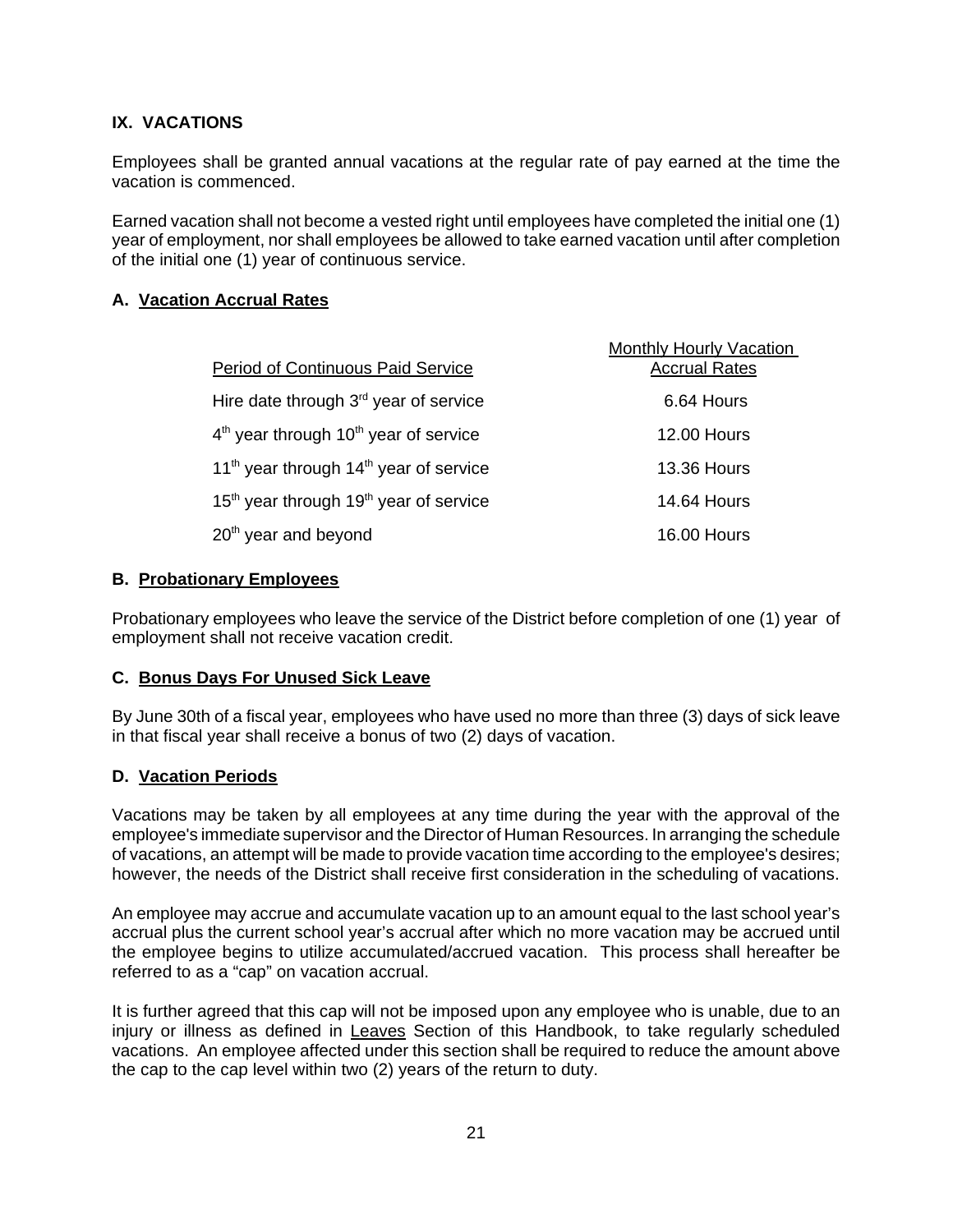## IX. VACATIONS

Employees shall be granted annual vacations at the regular rate of pay earned at the time the vacation is commenced.

Earned vacation shall not become a vested right until employees have completed the initial one (1) year of employment, nor shall employees be allowed to take earned vacation until after completion of the initial one (1) year of continuous service.

### A. Vacation Accrual Rates

| Period of Continuous Paid Service | Monthly Hourly Vacation Accrual Rates |
|---|---|
| Hire date through 3rd year of service | 6.64 Hours |
| 4th year through 10th year of service | 12.00 Hours |
| 11th year through 14th year of service | 13.36 Hours |
| 15th year through 19th year of service | 14.64 Hours |
| 20th year and beyond | 16.00 Hours |

### B. Probationary Employees

Probationary employees who leave the service of the District before completion of one (1) year of employment shall not receive vacation credit.

### C. Bonus Days For Unused Sick Leave

By June 30th of a fiscal year, employees who have used no more than three (3) days of sick leave in that fiscal year shall receive a bonus of two (2) days of vacation.

### D. Vacation Periods

Vacations may be taken by all employees at any time during the year with the approval of the employee's immediate supervisor and the Director of Human Resources. In arranging the schedule of vacations, an attempt will be made to provide vacation time according to the employee's desires; however, the needs of the District shall receive first consideration in the scheduling of vacations.

An employee may accrue and accumulate vacation up to an amount equal to the last school year's accrual plus the current school year's accrual after which no more vacation may be accrued until the employee begins to utilize accumulated/accrued vacation. This process shall hereafter be referred to as a "cap" on vacation accrual.

It is further agreed that this cap will not be imposed upon any employee who is unable, due to an injury or illness as defined in Leaves Section of this Handbook, to take regularly scheduled vacations. An employee affected under this section shall be required to reduce the amount above the cap to the cap level within two (2) years of the return to duty.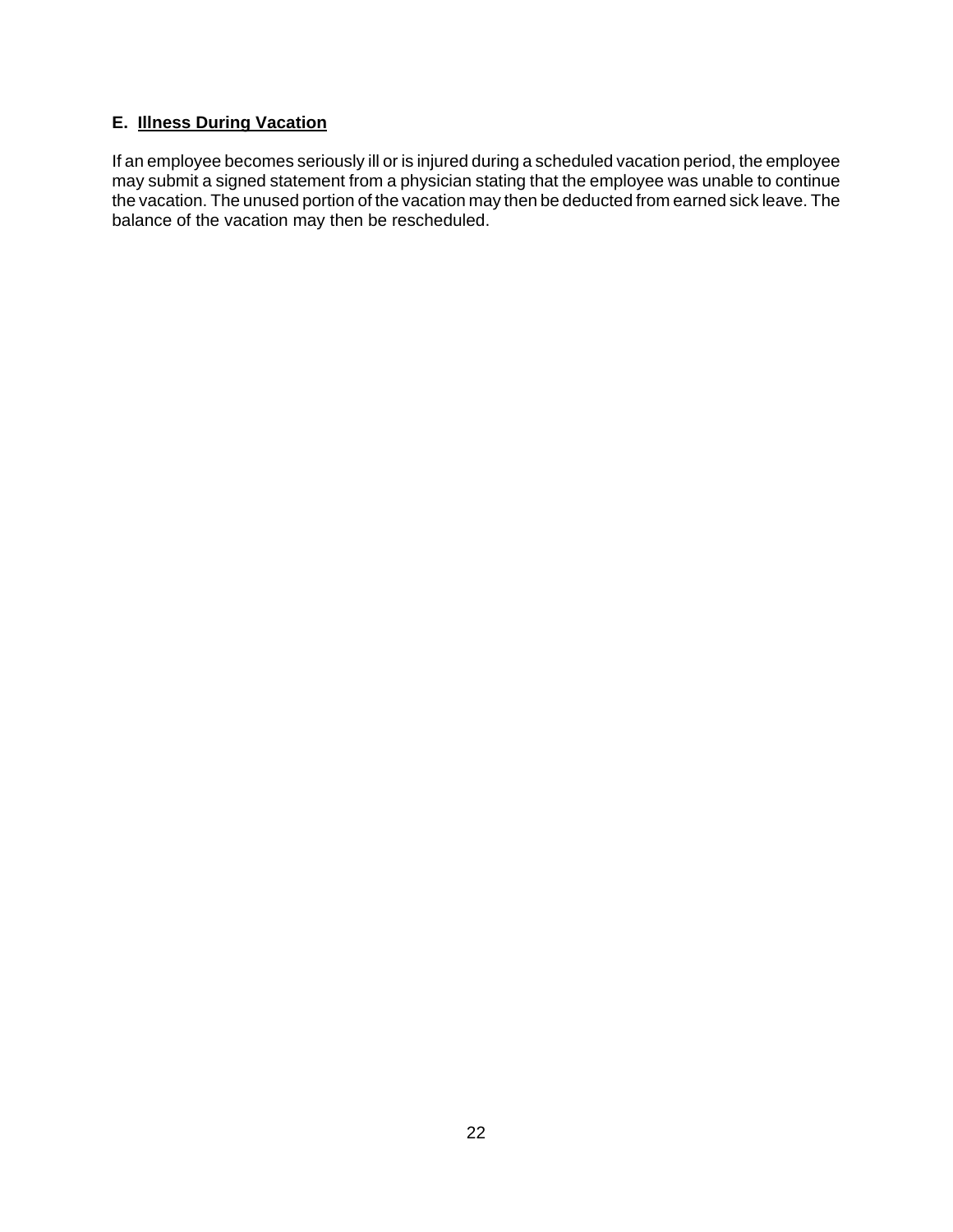### E. Illness During Vacation

If an employee becomes seriously ill or is injured during a scheduled vacation period, the employee may submit a signed statement from a physician stating that the employee was unable to continue the vacation. The unused portion of the vacation may then be deducted from earned sick leave. The balance of the vacation may then be rescheduled.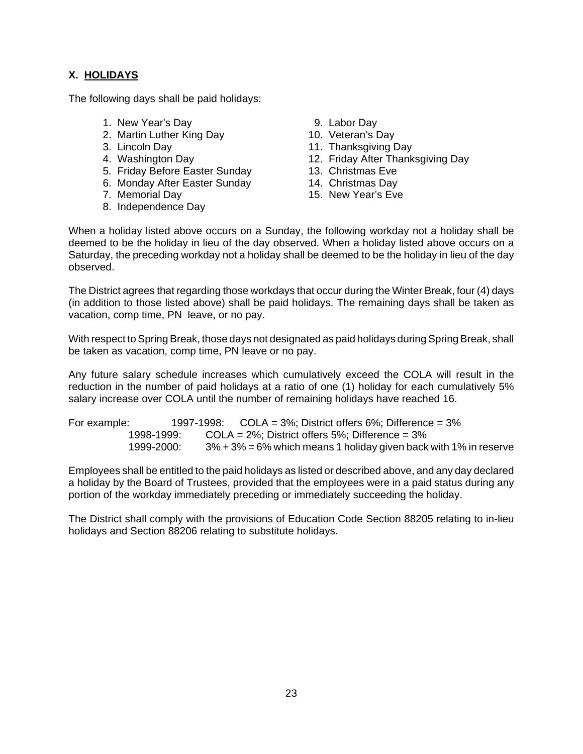## X. HOLIDAYS

The following days shall be paid holidays:

1. New Year's Day
2. Martin Luther King Day
3. Lincoln Day
4. Washington Day
5. Friday Before Easter Sunday
6. Monday After Easter Sunday
7. Memorial Day
8. Independence Day
9. Labor Day
10. Veteran's Day
11. Thanksgiving Day
12. Friday After Thanksgiving Day
13. Christmas Eve
14. Christmas Day
15. New Year's Eve

When a holiday listed above occurs on a Sunday, the following workday not a holiday shall be deemed to be the holiday in lieu of the day observed. When a holiday listed above occurs on a Saturday, the preceding workday not a holiday shall be deemed to be the holiday in lieu of the day observed.

The District agrees that regarding those workdays that occur during the Winter Break, four (4) days (in addition to those listed above) shall be paid holidays. The remaining days shall be taken as vacation, comp time, PN leave, or no pay.

With respect to Spring Break, those days not designated as paid holidays during Spring Break, shall be taken as vacation, comp time, PN leave or no pay.

Any future salary schedule increases which cumulatively exceed the COLA will result in the reduction in the number of paid holidays at a ratio of one (1) holiday for each cumulatively 5% salary increase over COLA until the number of remaining holidays have reached 16.

For example:
- 1997-1998: COLA = 3%; District offers 6%; Difference = 3%
- 1998-1999: COLA = 2%; District offers 5%; Difference = 3%
- 1999-2000: 3% + 3% = 6% which means 1 holiday given back with 1% in reserve

Employees shall be entitled to the paid holidays as listed or described above, and any day declared a holiday by the Board of Trustees, provided that the employees were in a paid status during any portion of the workday immediately preceding or immediately succeeding the holiday.

The District shall comply with the provisions of Education Code Section 88205 relating to in-lieu holidays and Section 88206 relating to substitute holidays.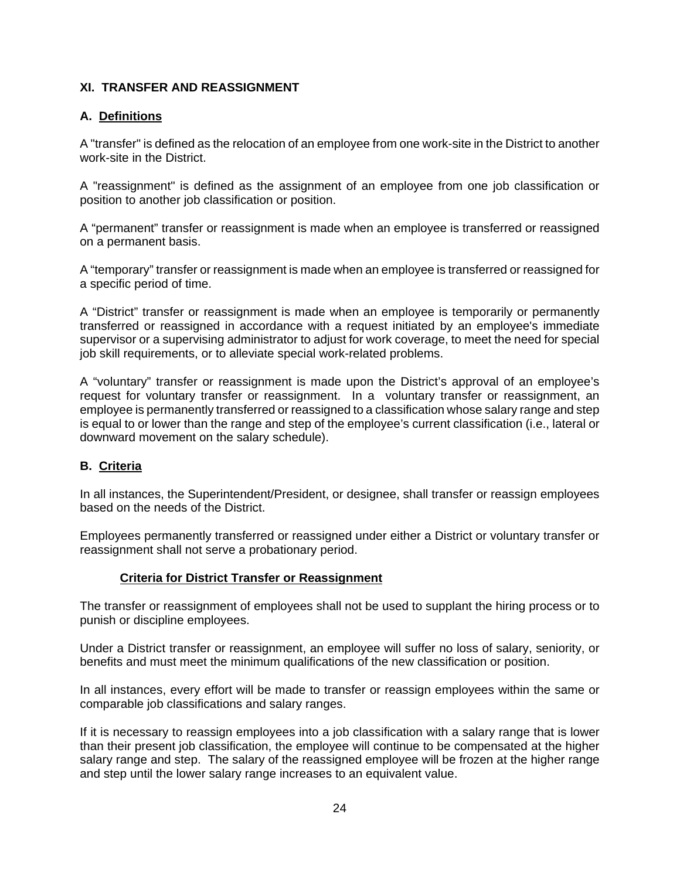## XI. TRANSFER AND REASSIGNMENT

### A. Definitions

A "transfer" is defined as the relocation of an employee from one work-site in the District to another work-site in the District.

A "reassignment" is defined as the assignment of an employee from one job classification or position to another job classification or position.

A "permanent" transfer or reassignment is made when an employee is transferred or reassigned on a permanent basis.

A "temporary" transfer or reassignment is made when an employee is transferred or reassigned for a specific period of time.

A "District" transfer or reassignment is made when an employee is temporarily or permanently transferred or reassigned in accordance with a request initiated by an employee's immediate supervisor or a supervising administrator to adjust for work coverage, to meet the need for special job skill requirements, or to alleviate special work-related problems.

A "voluntary" transfer or reassignment is made upon the District's approval of an employee's request for voluntary transfer or reassignment. In a voluntary transfer or reassignment, an employee is permanently transferred or reassigned to a classification whose salary range and step is equal to or lower than the range and step of the employee's current classification (i.e., lateral or downward movement on the salary schedule).

### B. Criteria

In all instances, the Superintendent/President, or designee, shall transfer or reassign employees based on the needs of the District.

Employees permanently transferred or reassigned under either a District or voluntary transfer or reassignment shall not serve a probationary period.

#### Criteria for District Transfer or Reassignment

The transfer or reassignment of employees shall not be used to supplant the hiring process or to punish or discipline employees.

Under a District transfer or reassignment, an employee will suffer no loss of salary, seniority, or benefits and must meet the minimum qualifications of the new classification or position.

In all instances, every effort will be made to transfer or reassign employees within the same or comparable job classifications and salary ranges.

If it is necessary to reassign employees into a job classification with a salary range that is lower than their present job classification, the employee will continue to be compensated at the higher salary range and step. The salary of the reassigned employee will be frozen at the higher range and step until the lower salary range increases to an equivalent value.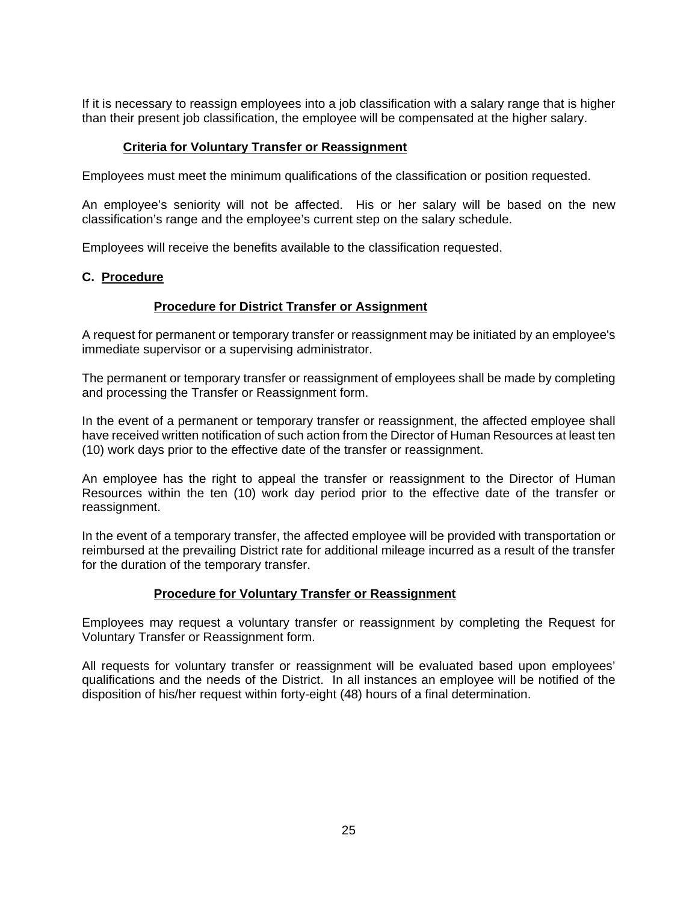If it is necessary to reassign employees into a job classification with a salary range that is higher than their present job classification, the employee will be compensated at the higher salary.

**Criteria for Voluntary Transfer or Reassignment**

Employees must meet the minimum qualifications of the classification or position requested.

An employee's seniority will not be affected. His or her salary will be based on the new classification's range and the employee's current step on the salary schedule.

Employees will receive the benefits available to the classification requested.

## C. Procedure

**Procedure for District Transfer or Assignment**

A request for permanent or temporary transfer or reassignment may be initiated by an employee's immediate supervisor or a supervising administrator.

The permanent or temporary transfer or reassignment of employees shall be made by completing and processing the Transfer or Reassignment form.

In the event of a permanent or temporary transfer or reassignment, the affected employee shall have received written notification of such action from the Director of Human Resources at least ten (10) work days prior to the effective date of the transfer or reassignment.

An employee has the right to appeal the transfer or reassignment to the Director of Human Resources within the ten (10) work day period prior to the effective date of the transfer or reassignment.

In the event of a temporary transfer, the affected employee will be provided with transportation or reimbursed at the prevailing District rate for additional mileage incurred as a result of the transfer for the duration of the temporary transfer.

**Procedure for Voluntary Transfer or Reassignment**

Employees may request a voluntary transfer or reassignment by completing the Request for Voluntary Transfer or Reassignment form.

All requests for voluntary transfer or reassignment will be evaluated based upon employees' qualifications and the needs of the District. In all instances an employee will be notified of the disposition of his/her request within forty-eight (48) hours of a final determination.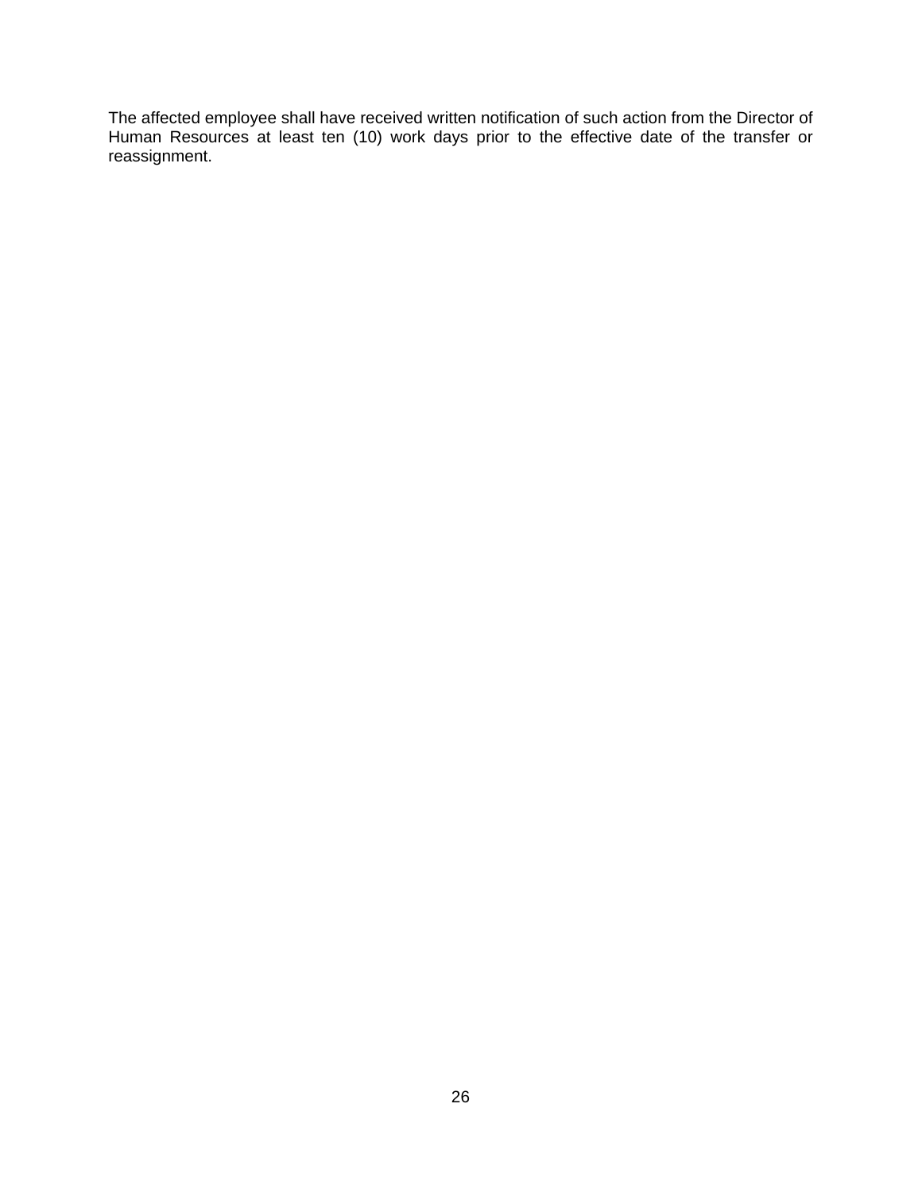The affected employee shall have received written notification of such action from the Director of Human Resources at least ten (10) work days prior to the effective date of the transfer or reassignment.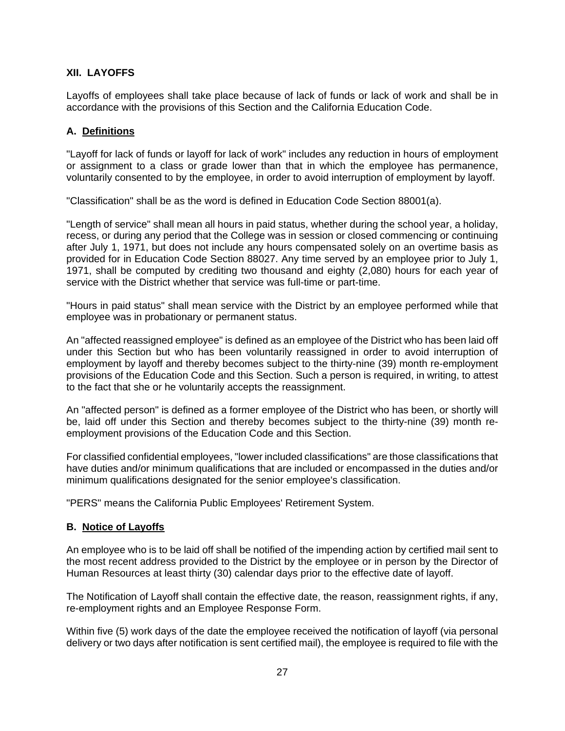## XII. LAYOFFS

Layoffs of employees shall take place because of lack of funds or lack of work and shall be in accordance with the provisions of this Section and the California Education Code.

### A. <u>Definitions</u>

"Layoff for lack of funds or layoff for lack of work" includes any reduction in hours of employment or assignment to a class or grade lower than that in which the employee has permanence, voluntarily consented to by the employee, in order to avoid interruption of employment by layoff.

"Classification" shall be as the word is defined in Education Code Section 88001(a).

"Length of service" shall mean all hours in paid status, whether during the school year, a holiday, recess, or during any period that the College was in session or closed commencing or continuing after July 1, 1971, but does not include any hours compensated solely on an overtime basis as provided for in Education Code Section 88027. Any time served by an employee prior to July 1, 1971, shall be computed by crediting two thousand and eighty (2,080) hours for each year of service with the District whether that service was full-time or part-time.

"Hours in paid status" shall mean service with the District by an employee performed while that employee was in probationary or permanent status.

An "affected reassigned employee" is defined as an employee of the District who has been laid off under this Section but who has been voluntarily reassigned in order to avoid interruption of employment by layoff and thereby becomes subject to the thirty-nine (39) month re-employment provisions of the Education Code and this Section. Such a person is required, in writing, to attest to the fact that she or he voluntarily accepts the reassignment.

An "affected person" is defined as a former employee of the District who has been, or shortly will be, laid off under this Section and thereby becomes subject to the thirty-nine (39) month re-employment provisions of the Education Code and this Section.

For classified confidential employees, "lower included classifications" are those classifications that have duties and/or minimum qualifications that are included or encompassed in the duties and/or minimum qualifications designated for the senior employee's classification.

"PERS" means the California Public Employees' Retirement System.

### B. <u>Notice of Layoffs</u>

An employee who is to be laid off shall be notified of the impending action by certified mail sent to the most recent address provided to the District by the employee or in person by the Director of Human Resources at least thirty (30) calendar days prior to the effective date of layoff.

The Notification of Layoff shall contain the effective date, the reason, reassignment rights, if any, re-employment rights and an Employee Response Form.

Within five (5) work days of the date the employee received the notification of layoff (via personal delivery or two days after notification is sent certified mail), the employee is required to file with the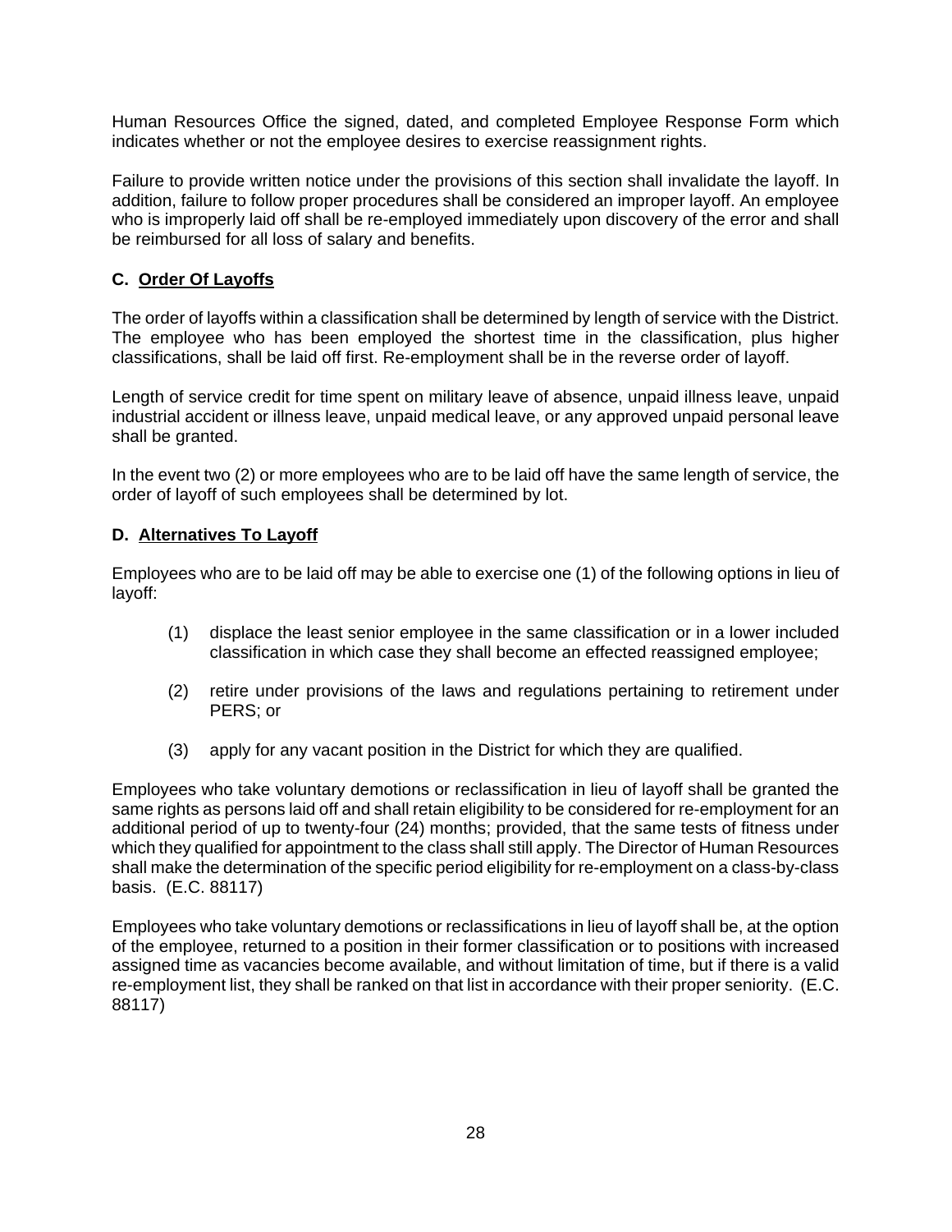Human Resources Office the signed, dated, and completed Employee Response Form which indicates whether or not the employee desires to exercise reassignment rights.

Failure to provide written notice under the provisions of this section shall invalidate the layoff. In addition, failure to follow proper procedures shall be considered an improper layoff. An employee who is improperly laid off shall be re-employed immediately upon discovery of the error and shall be reimbursed for all loss of salary and benefits.

### C. Order Of Layoffs

The order of layoffs within a classification shall be determined by length of service with the District. The employee who has been employed the shortest time in the classification, plus higher classifications, shall be laid off first. Re-employment shall be in the reverse order of layoff.

Length of service credit for time spent on military leave of absence, unpaid illness leave, unpaid industrial accident or illness leave, unpaid medical leave, or any approved unpaid personal leave shall be granted.

In the event two (2) or more employees who are to be laid off have the same length of service, the order of layoff of such employees shall be determined by lot.

### D. Alternatives To Layoff

Employees who are to be laid off may be able to exercise one (1) of the following options in lieu of layoff:

(1) displace the least senior employee in the same classification or in a lower included classification in which case they shall become an effected reassigned employee;

(2) retire under provisions of the laws and regulations pertaining to retirement under PERS; or

(3) apply for any vacant position in the District for which they are qualified.

Employees who take voluntary demotions or reclassification in lieu of layoff shall be granted the same rights as persons laid off and shall retain eligibility to be considered for re-employment for an additional period of up to twenty-four (24) months; provided, that the same tests of fitness under which they qualified for appointment to the class shall still apply. The Director of Human Resources shall make the determination of the specific period eligibility for re-employment on a class-by-class basis. (E.C. 88117)

Employees who take voluntary demotions or reclassifications in lieu of layoff shall be, at the option of the employee, returned to a position in their former classification or to positions with increased assigned time as vacancies become available, and without limitation of time, but if there is a valid re-employment list, they shall be ranked on that list in accordance with their proper seniority. (E.C. 88117)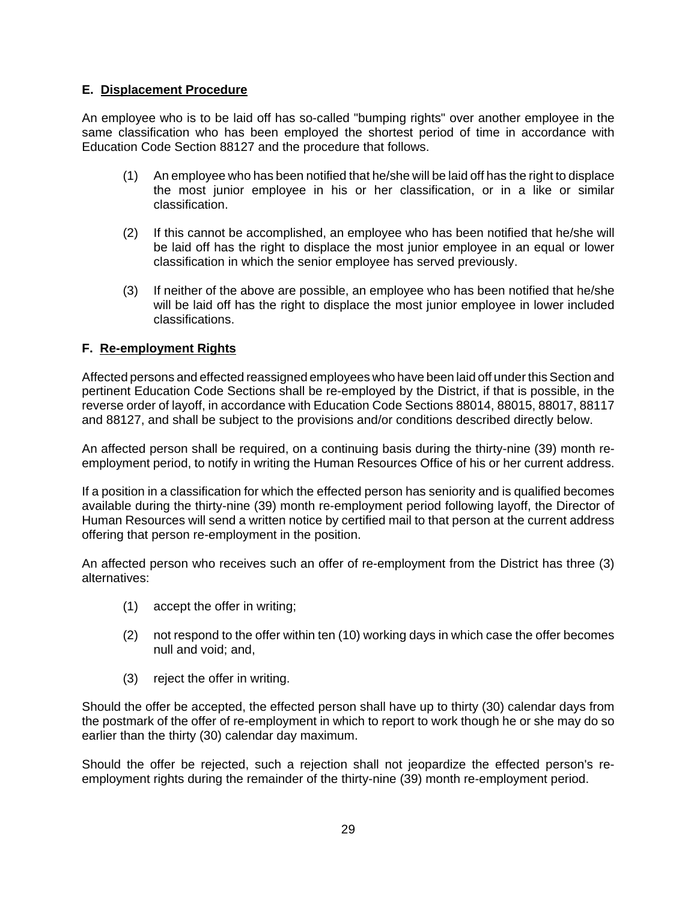**E. Displacement Procedure**

An employee who is to be laid off has so-called "bumping rights" over another employee in the same classification who has been employed the shortest period of time in accordance with Education Code Section 88127 and the procedure that follows.

(1) An employee who has been notified that he/she will be laid off has the right to displace the most junior employee in his or her classification, or in a like or similar classification.

(2) If this cannot be accomplished, an employee who has been notified that he/she will be laid off has the right to displace the most junior employee in an equal or lower classification in which the senior employee has served previously.

(3) If neither of the above are possible, an employee who has been notified that he/she will be laid off has the right to displace the most junior employee in lower included classifications.

**F. Re-employment Rights**

Affected persons and effected reassigned employees who have been laid off under this Section and pertinent Education Code Sections shall be re-employed by the District, if that is possible, in the reverse order of layoff, in accordance with Education Code Sections 88014, 88015, 88017, 88117 and 88127, and shall be subject to the provisions and/or conditions described directly below.

An affected person shall be required, on a continuing basis during the thirty-nine (39) month re-employment period, to notify in writing the Human Resources Office of his or her current address.

If a position in a classification for which the effected person has seniority and is qualified becomes available during the thirty-nine (39) month re-employment period following layoff, the Director of Human Resources will send a written notice by certified mail to that person at the current address offering that person re-employment in the position.

An affected person who receives such an offer of re-employment from the District has three (3) alternatives:

(1) accept the offer in writing;

(2) not respond to the offer within ten (10) working days in which case the offer becomes null and void; and,

(3) reject the offer in writing.

Should the offer be accepted, the effected person shall have up to thirty (30) calendar days from the postmark of the offer of re-employment in which to report to work though he or she may do so earlier than the thirty (30) calendar day maximum.

Should the offer be rejected, such a rejection shall not jeopardize the effected person's re-employment rights during the remainder of the thirty-nine (39) month re-employment period.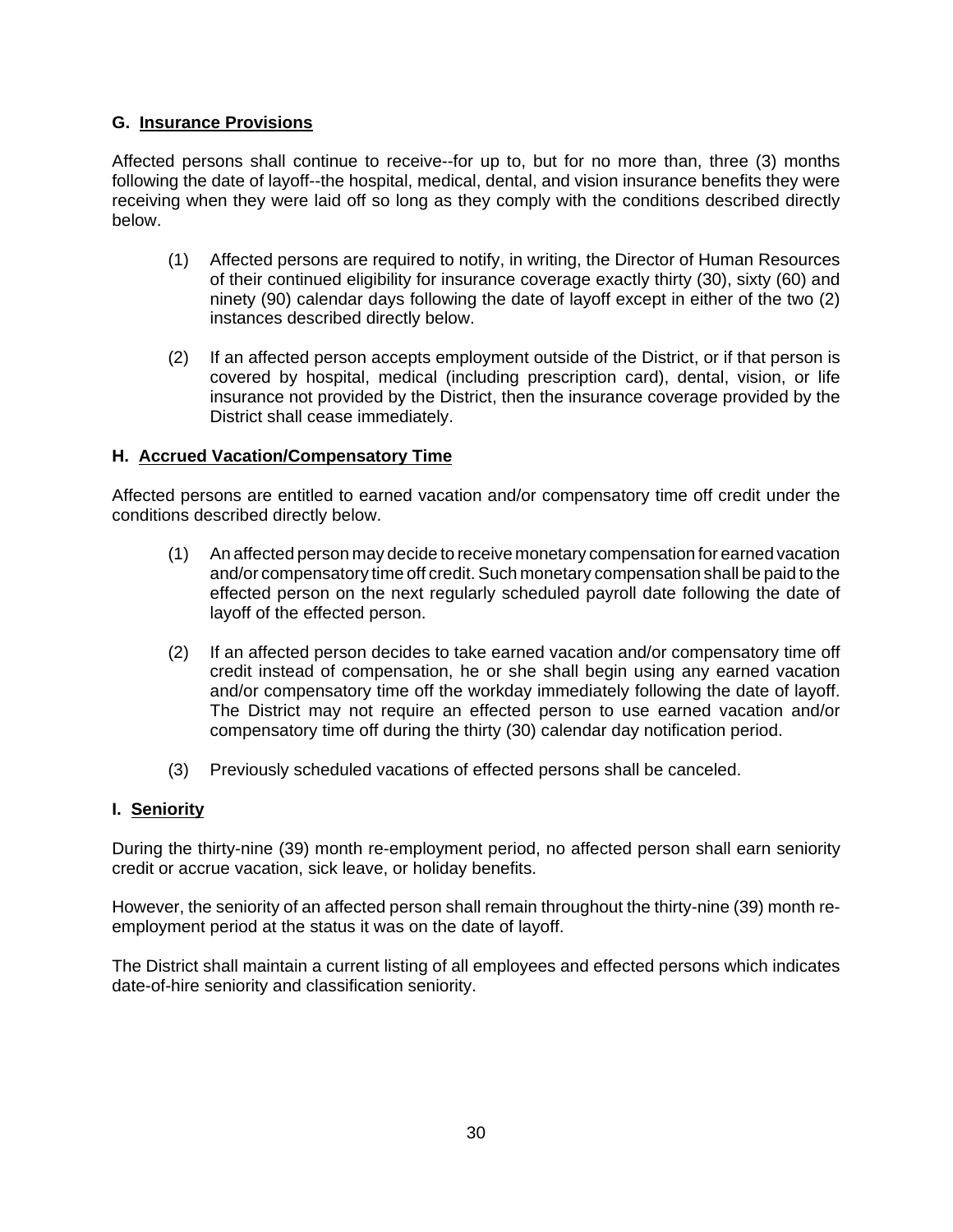### G. Insurance Provisions

Affected persons shall continue to receive--for up to, but for no more than, three (3) months following the date of layoff--the hospital, medical, dental, and vision insurance benefits they were receiving when they were laid off so long as they comply with the conditions described directly below.

(1) Affected persons are required to notify, in writing, the Director of Human Resources of their continued eligibility for insurance coverage exactly thirty (30), sixty (60) and ninety (90) calendar days following the date of layoff except in either of the two (2) instances described directly below.

(2) If an affected person accepts employment outside of the District, or if that person is covered by hospital, medical (including prescription card), dental, vision, or life insurance not provided by the District, then the insurance coverage provided by the District shall cease immediately.

### H. Accrued Vacation/Compensatory Time

Affected persons are entitled to earned vacation and/or compensatory time off credit under the conditions described directly below.

(1) An affected person may decide to receive monetary compensation for earned vacation and/or compensatory time off credit. Such monetary compensation shall be paid to the effected person on the next regularly scheduled payroll date following the date of layoff of the effected person.

(2) If an affected person decides to take earned vacation and/or compensatory time off credit instead of compensation, he or she shall begin using any earned vacation and/or compensatory time off the workday immediately following the date of layoff. The District may not require an effected person to use earned vacation and/or compensatory time off during the thirty (30) calendar day notification period.

(3) Previously scheduled vacations of effected persons shall be canceled.

### I. Seniority

During the thirty-nine (39) month re-employment period, no affected person shall earn seniority credit or accrue vacation, sick leave, or holiday benefits.

However, the seniority of an affected person shall remain throughout the thirty-nine (39) month re-employment period at the status it was on the date of layoff.

The District shall maintain a current listing of all employees and effected persons which indicates date-of-hire seniority and classification seniority.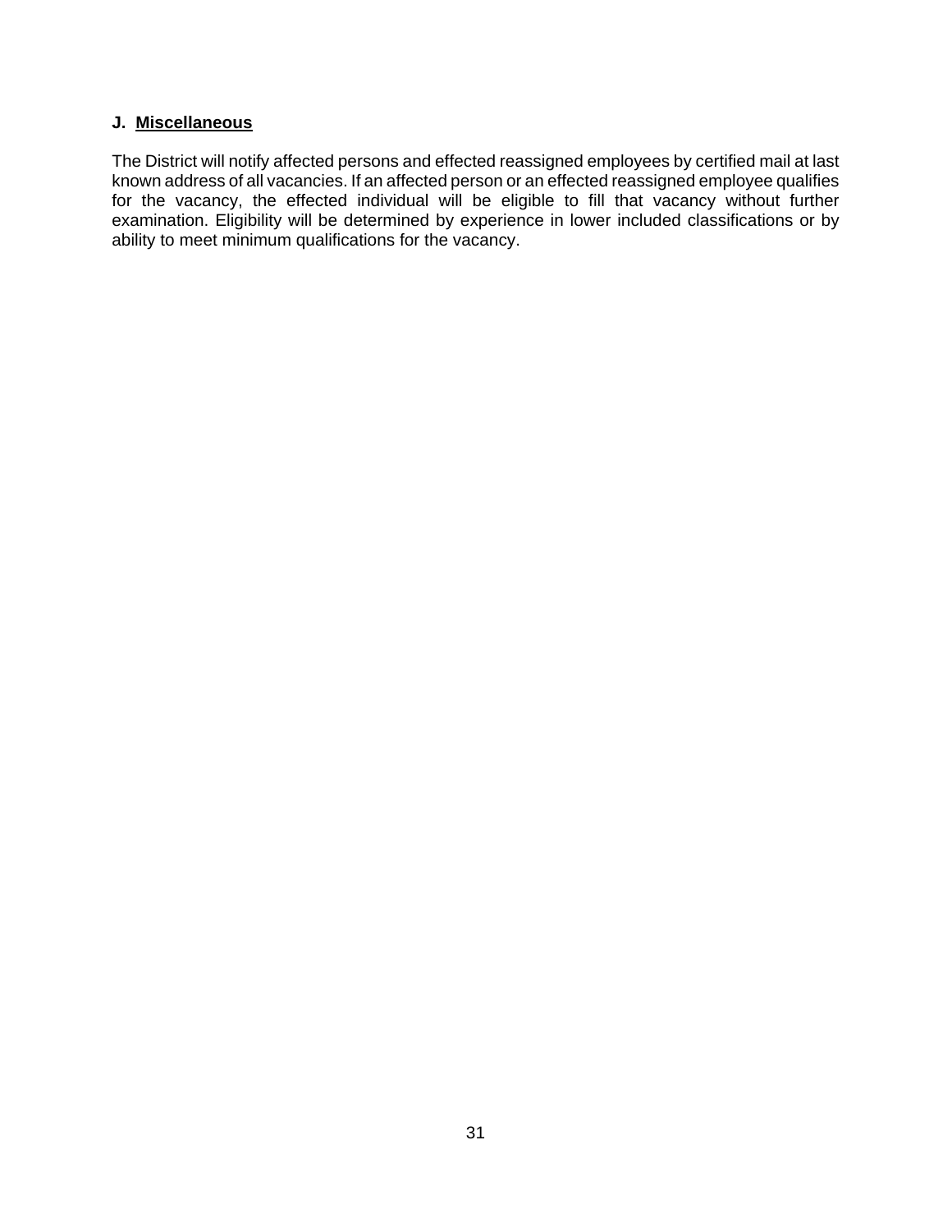### J. <u>Miscellaneous</u>

The District will notify affected persons and effected reassigned employees by certified mail at last known address of all vacancies. If an affected person or an effected reassigned employee qualifies for the vacancy, the effected individual will be eligible to fill that vacancy without further examination. Eligibility will be determined by experience in lower included classifications or by ability to meet minimum qualifications for the vacancy.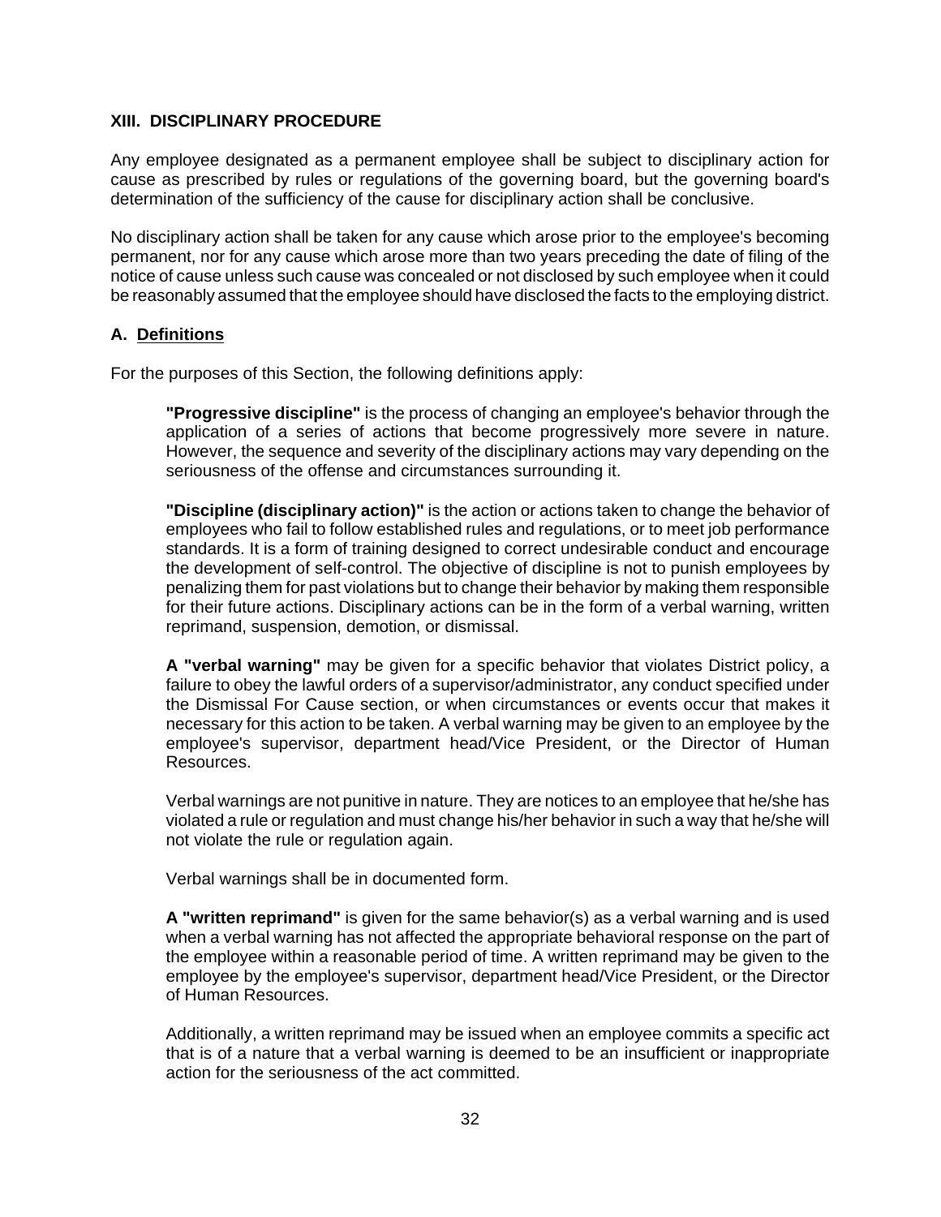## XIII. DISCIPLINARY PROCEDURE

Any employee designated as a permanent employee shall be subject to disciplinary action for cause as prescribed by rules or regulations of the governing board, but the governing board's determination of the sufficiency of the cause for disciplinary action shall be conclusive.

No disciplinary action shall be taken for any cause which arose prior to the employee's becoming permanent, nor for any cause which arose more than two years preceding the date of filing of the notice of cause unless such cause was concealed or not disclosed by such employee when it could be reasonably assumed that the employee should have disclosed the facts to the employing district.

### A. Definitions

For the purposes of this Section, the following definitions apply:

> **"Progressive discipline"** is the process of changing an employee's behavior through the application of a series of actions that become progressively more severe in nature. However, the sequence and severity of the disciplinary actions may vary depending on the seriousness of the offense and circumstances surrounding it.
>
> **"Discipline (disciplinary action)"** is the action or actions taken to change the behavior of employees who fail to follow established rules and regulations, or to meet job performance standards. It is a form of training designed to correct undesirable conduct and encourage the development of self-control. The objective of discipline is not to punish employees by penalizing them for past violations but to change their behavior by making them responsible for their future actions. Disciplinary actions can be in the form of a verbal warning, written reprimand, suspension, demotion, or dismissal.
>
> **A "verbal warning"** may be given for a specific behavior that violates District policy, a failure to obey the lawful orders of a supervisor/administrator, any conduct specified under the Dismissal For Cause section, or when circumstances or events occur that makes it necessary for this action to be taken. A verbal warning may be given to an employee by the employee's supervisor, department head/Vice President, or the Director of Human Resources.
>
> Verbal warnings are not punitive in nature. They are notices to an employee that he/she has violated a rule or regulation and must change his/her behavior in such a way that he/she will not violate the rule or regulation again.
>
> Verbal warnings shall be in documented form.
>
> **A "written reprimand"** is given for the same behavior(s) as a verbal warning and is used when a verbal warning has not affected the appropriate behavioral response on the part of the employee within a reasonable period of time. A written reprimand may be given to the employee by the employee's supervisor, department head/Vice President, or the Director of Human Resources.
>
> Additionally, a written reprimand may be issued when an employee commits a specific act that is of a nature that a verbal warning is deemed to be an insufficient or inappropriate action for the seriousness of the act committed.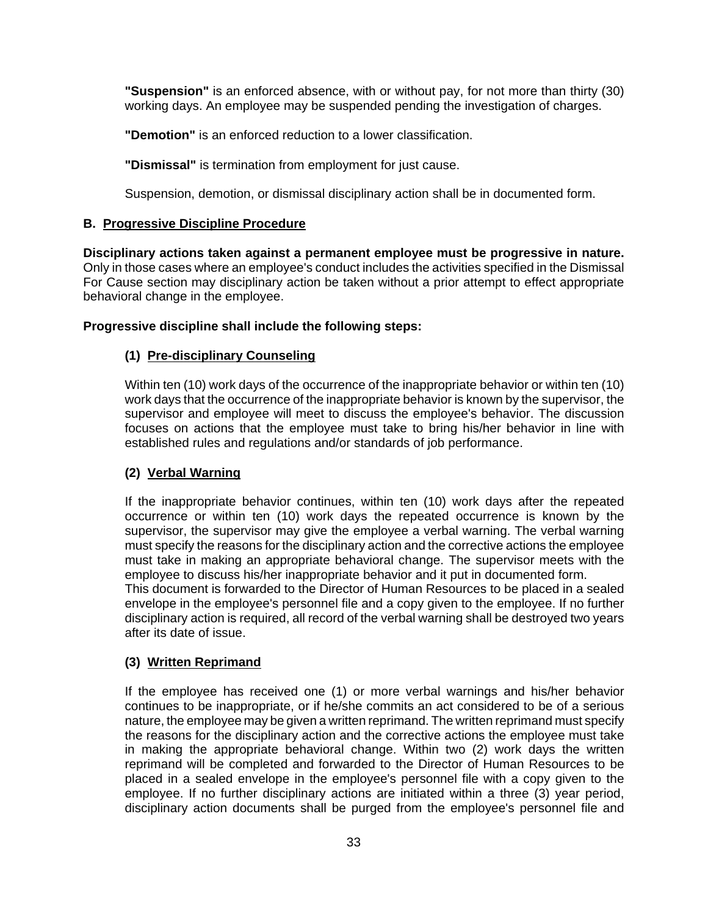**"Suspension"** is an enforced absence, with or without pay, for not more than thirty (30) working days. An employee may be suspended pending the investigation of charges.

**"Demotion"** is an enforced reduction to a lower classification.

**"Dismissal"** is termination from employment for just cause.

Suspension, demotion, or dismissal disciplinary action shall be in documented form.

### B. Progressive Discipline Procedure

**Disciplinary actions taken against a permanent employee must be progressive in nature.** Only in those cases where an employee's conduct includes the activities specified in the Dismissal For Cause section may disciplinary action be taken without a prior attempt to effect appropriate behavioral change in the employee.

**Progressive discipline shall include the following steps:**

#### (1) Pre-disciplinary Counseling

Within ten (10) work days of the occurrence of the inappropriate behavior or within ten (10) work days that the occurrence of the inappropriate behavior is known by the supervisor, the supervisor and employee will meet to discuss the employee's behavior. The discussion focuses on actions that the employee must take to bring his/her behavior in line with established rules and regulations and/or standards of job performance.

#### (2) Verbal Warning

If the inappropriate behavior continues, within ten (10) work days after the repeated occurrence or within ten (10) work days the repeated occurrence is known by the supervisor, the supervisor may give the employee a verbal warning. The verbal warning must specify the reasons for the disciplinary action and the corrective actions the employee must take in making an appropriate behavioral change. The supervisor meets with the employee to discuss his/her inappropriate behavior and it put in documented form.
This document is forwarded to the Director of Human Resources to be placed in a sealed envelope in the employee's personnel file and a copy given to the employee. If no further disciplinary action is required, all record of the verbal warning shall be destroyed two years after its date of issue.

#### (3) Written Reprimand

If the employee has received one (1) or more verbal warnings and his/her behavior continues to be inappropriate, or if he/she commits an act considered to be of a serious nature, the employee may be given a written reprimand. The written reprimand must specify the reasons for the disciplinary action and the corrective actions the employee must take in making the appropriate behavioral change. Within two (2) work days the written reprimand will be completed and forwarded to the Director of Human Resources to be placed in a sealed envelope in the employee's personnel file with a copy given to the employee. If no further disciplinary actions are initiated within a three (3) year period, disciplinary action documents shall be purged from the employee's personnel file and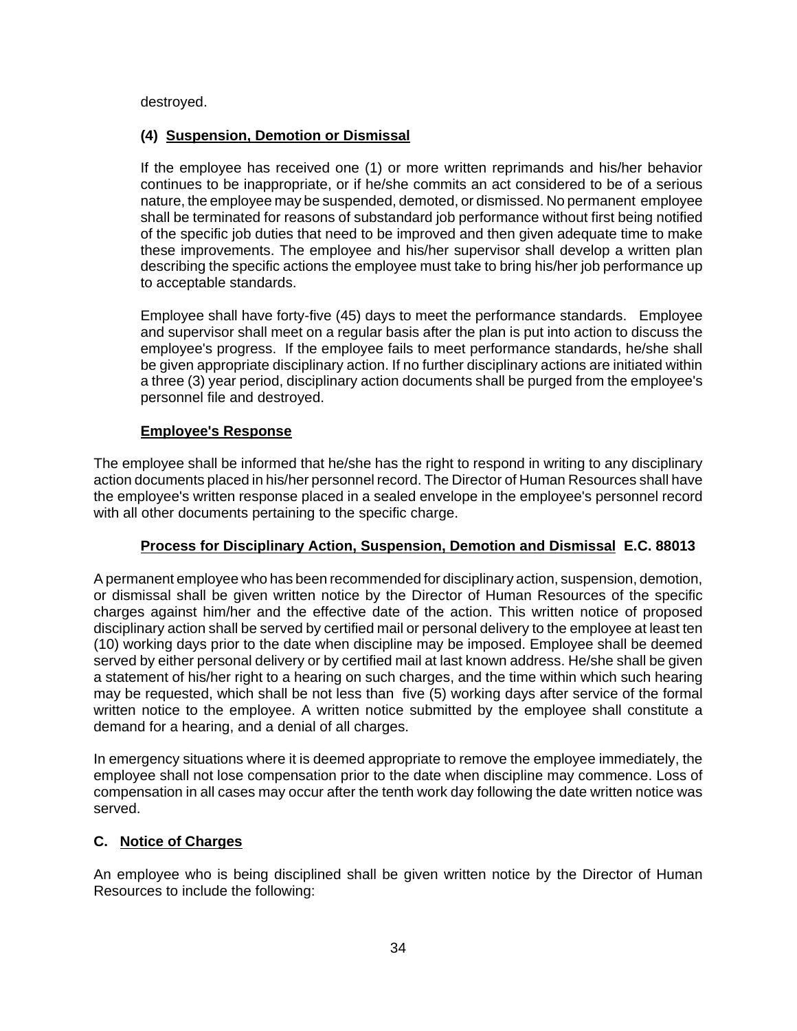destroyed.

**(4) Suspension, Demotion or Dismissal**

If the employee has received one (1) or more written reprimands and his/her behavior continues to be inappropriate, or if he/she commits an act considered to be of a serious nature, the employee may be suspended, demoted, or dismissed. No permanent employee shall be terminated for reasons of substandard job performance without first being notified of the specific job duties that need to be improved and then given adequate time to make these improvements. The employee and his/her supervisor shall develop a written plan describing the specific actions the employee must take to bring his/her job performance up to acceptable standards.

Employee shall have forty-five (45) days to meet the performance standards. Employee and supervisor shall meet on a regular basis after the plan is put into action to discuss the employee's progress. If the employee fails to meet performance standards, he/she shall be given appropriate disciplinary action. If no further disciplinary actions are initiated within a three (3) year period, disciplinary action documents shall be purged from the employee's personnel file and destroyed.

**Employee's Response**

The employee shall be informed that he/she has the right to respond in writing to any disciplinary action documents placed in his/her personnel record. The Director of Human Resources shall have the employee's written response placed in a sealed envelope in the employee's personnel record with all other documents pertaining to the specific charge.

**Process for Disciplinary Action, Suspension, Demotion and Dismissal E.C. 88013**

A permanent employee who has been recommended for disciplinary action, suspension, demotion, or dismissal shall be given written notice by the Director of Human Resources of the specific charges against him/her and the effective date of the action. This written notice of proposed disciplinary action shall be served by certified mail or personal delivery to the employee at least ten (10) working days prior to the date when discipline may be imposed. Employee shall be deemed served by either personal delivery or by certified mail at last known address. He/she shall be given a statement of his/her right to a hearing on such charges, and the time within which such hearing may be requested, which shall be not less than five (5) working days after service of the formal written notice to the employee. A written notice submitted by the employee shall constitute a demand for a hearing, and a denial of all charges.

In emergency situations where it is deemed appropriate to remove the employee immediately, the employee shall not lose compensation prior to the date when discipline may commence. Loss of compensation in all cases may occur after the tenth work day following the date written notice was served.

## C. Notice of Charges

An employee who is being disciplined shall be given written notice by the Director of Human Resources to include the following: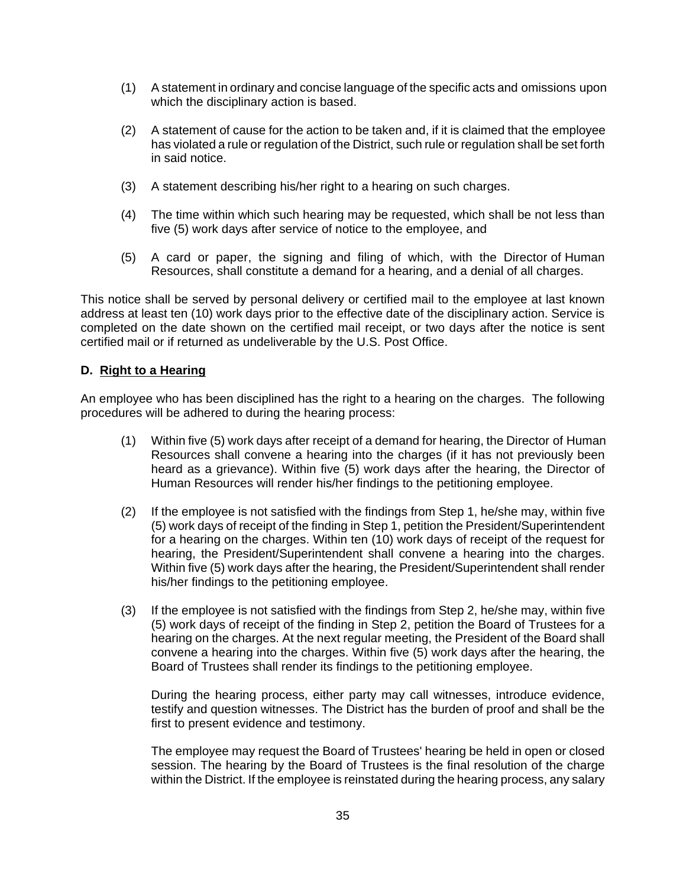(1) A statement in ordinary and concise language of the specific acts and omissions upon which the disciplinary action is based.

(2) A statement of cause for the action to be taken and, if it is claimed that the employee has violated a rule or regulation of the District, such rule or regulation shall be set forth in said notice.

(3) A statement describing his/her right to a hearing on such charges.

(4) The time within which such hearing may be requested, which shall be not less than five (5) work days after service of notice to the employee, and

(5) A card or paper, the signing and filing of which, with the Director of Human Resources, shall constitute a demand for a hearing, and a denial of all charges.

This notice shall be served by personal delivery or certified mail to the employee at last known address at least ten (10) work days prior to the effective date of the disciplinary action. Service is completed on the date shown on the certified mail receipt, or two days after the notice is sent certified mail or if returned as undeliverable by the U.S. Post Office.

**D. <u>Right to a Hearing</u>**

An employee who has been disciplined has the right to a hearing on the charges. The following procedures will be adhered to during the hearing process:

(1) Within five (5) work days after receipt of a demand for hearing, the Director of Human Resources shall convene a hearing into the charges (if it has not previously been heard as a grievance). Within five (5) work days after the hearing, the Director of Human Resources will render his/her findings to the petitioning employee.

(2) If the employee is not satisfied with the findings from Step 1, he/she may, within five (5) work days of receipt of the finding in Step 1, petition the President/Superintendent for a hearing on the charges. Within ten (10) work days of receipt of the request for hearing, the President/Superintendent shall convene a hearing into the charges. Within five (5) work days after the hearing, the President/Superintendent shall render his/her findings to the petitioning employee.

(3) If the employee is not satisfied with the findings from Step 2, he/she may, within five (5) work days of receipt of the finding in Step 2, petition the Board of Trustees for a hearing on the charges. At the next regular meeting, the President of the Board shall convene a hearing into the charges. Within five (5) work days after the hearing, the Board of Trustees shall render its findings to the petitioning employee.

During the hearing process, either party may call witnesses, introduce evidence, testify and question witnesses. The District has the burden of proof and shall be the first to present evidence and testimony.

The employee may request the Board of Trustees' hearing be held in open or closed session. The hearing by the Board of Trustees is the final resolution of the charge within the District. If the employee is reinstated during the hearing process, any salary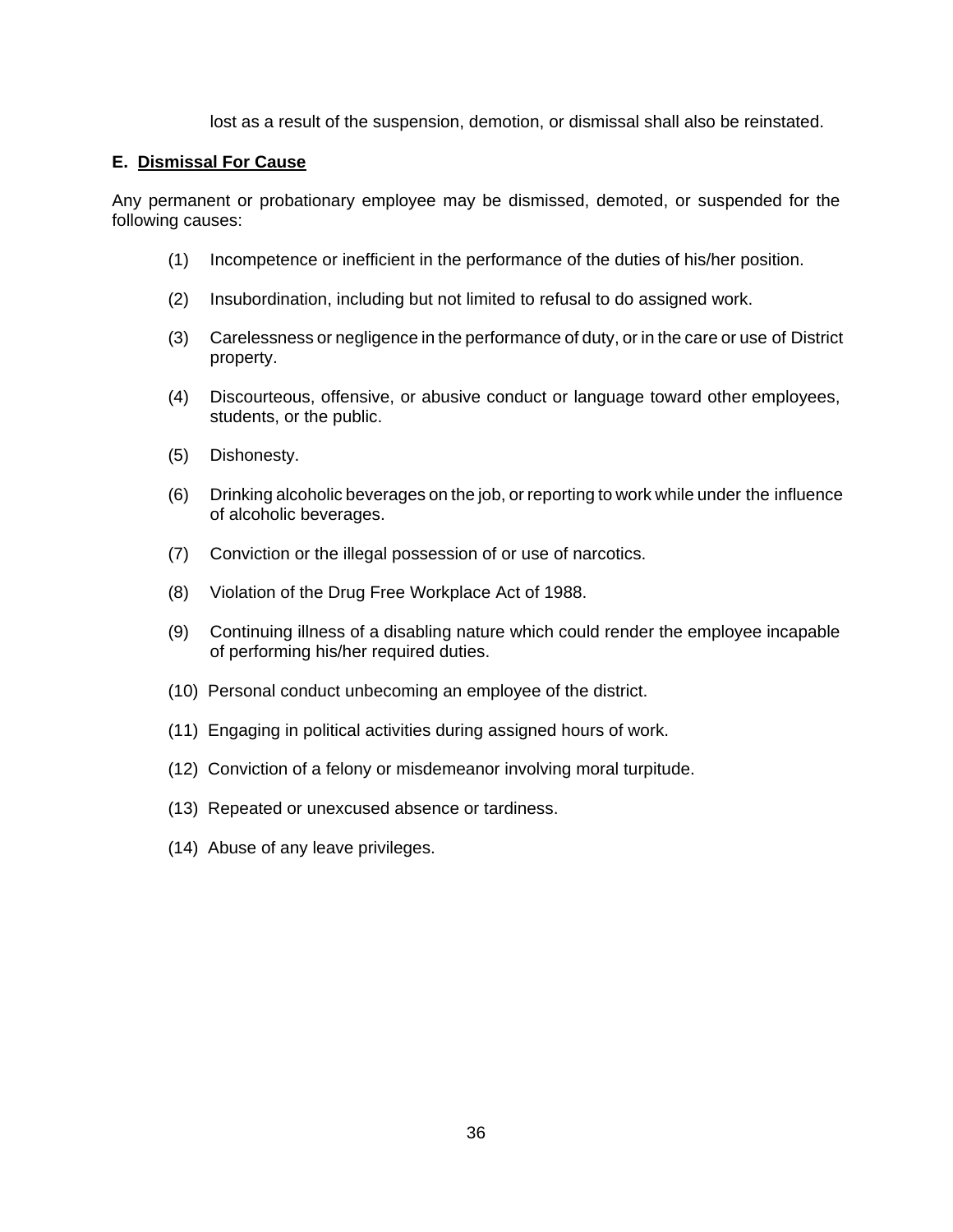lost as a result of the suspension, demotion, or dismissal shall also be reinstated.

**E. Dismissal For Cause**

Any permanent or probationary employee may be dismissed, demoted, or suspended for the following causes:

(1) Incompetence or inefficient in the performance of the duties of his/her position.

(2) Insubordination, including but not limited to refusal to do assigned work.

(3) Carelessness or negligence in the performance of duty, or in the care or use of District property.

(4) Discourteous, offensive, or abusive conduct or language toward other employees, students, or the public.

(5) Dishonesty.

(6) Drinking alcoholic beverages on the job, or reporting to work while under the influence of alcoholic beverages.

(7) Conviction or the illegal possession of or use of narcotics.

(8) Violation of the Drug Free Workplace Act of 1988.

(9) Continuing illness of a disabling nature which could render the employee incapable of performing his/her required duties.

(10) Personal conduct unbecoming an employee of the district.

(11) Engaging in political activities during assigned hours of work.

(12) Conviction of a felony or misdemeanor involving moral turpitude.

(13) Repeated or unexcused absence or tardiness.

(14) Abuse of any leave privileges.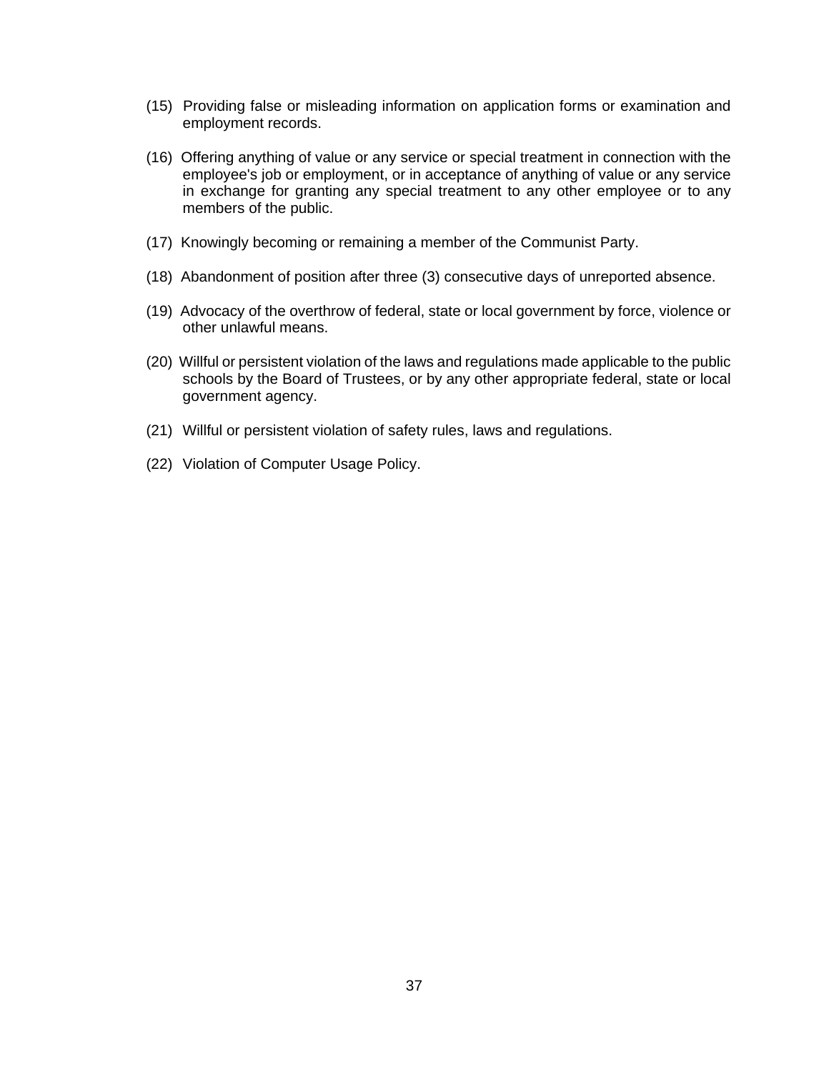(15) Providing false or misleading information on application forms or examination and employment records.

(16) Offering anything of value or any service or special treatment in connection with the employee's job or employment, or in acceptance of anything of value or any service in exchange for granting any special treatment to any other employee or to any members of the public.

(17) Knowingly becoming or remaining a member of the Communist Party.

(18) Abandonment of position after three (3) consecutive days of unreported absence.

(19) Advocacy of the overthrow of federal, state or local government by force, violence or other unlawful means.

(20) Willful or persistent violation of the laws and regulations made applicable to the public schools by the Board of Trustees, or by any other appropriate federal, state or local government agency.

(21) Willful or persistent violation of safety rules, laws and regulations.

(22) Violation of Computer Usage Policy.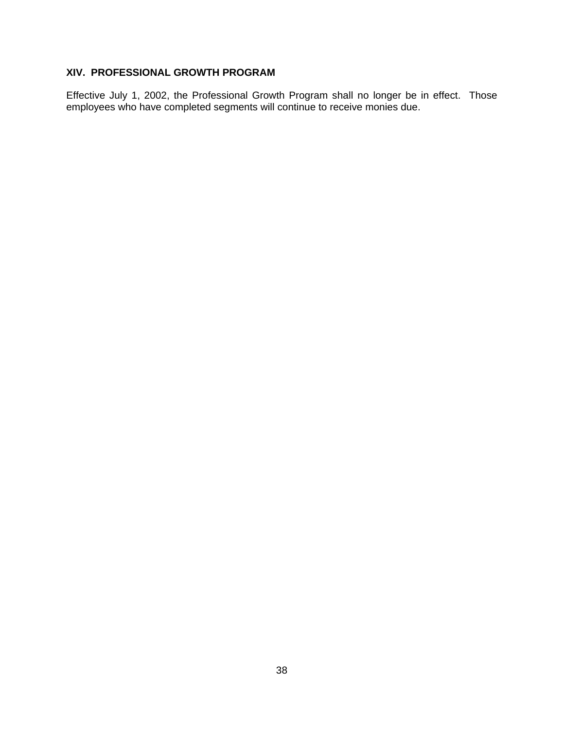## XIV. PROFESSIONAL GROWTH PROGRAM

Effective July 1, 2002, the Professional Growth Program shall no longer be in effect. Those employees who have completed segments will continue to receive monies due.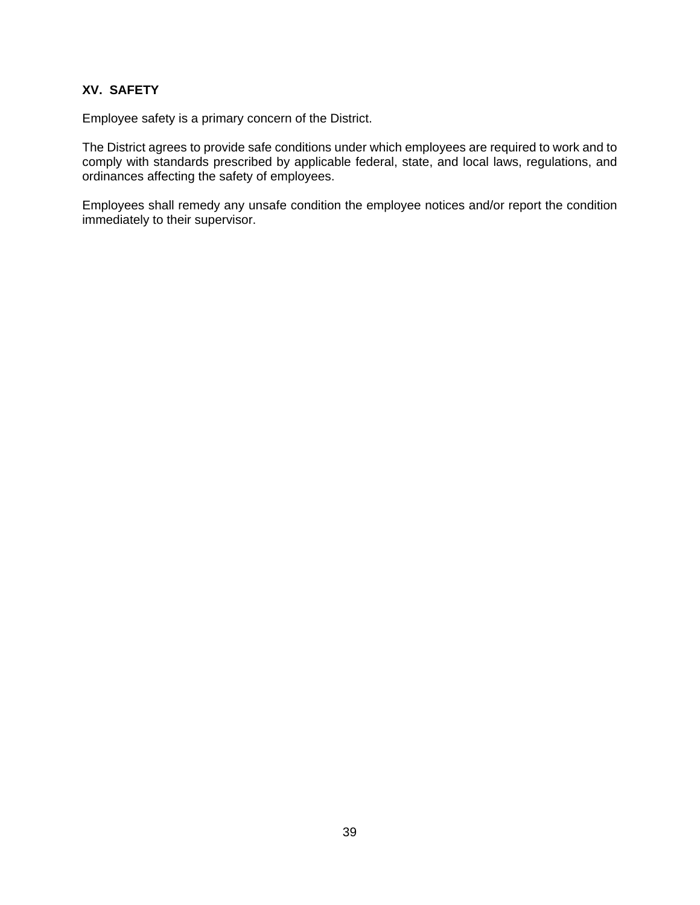## XV. SAFETY

Employee safety is a primary concern of the District.

The District agrees to provide safe conditions under which employees are required to work and to comply with standards prescribed by applicable federal, state, and local laws, regulations, and ordinances affecting the safety of employees.

Employees shall remedy any unsafe condition the employee notices and/or report the condition immediately to their supervisor.